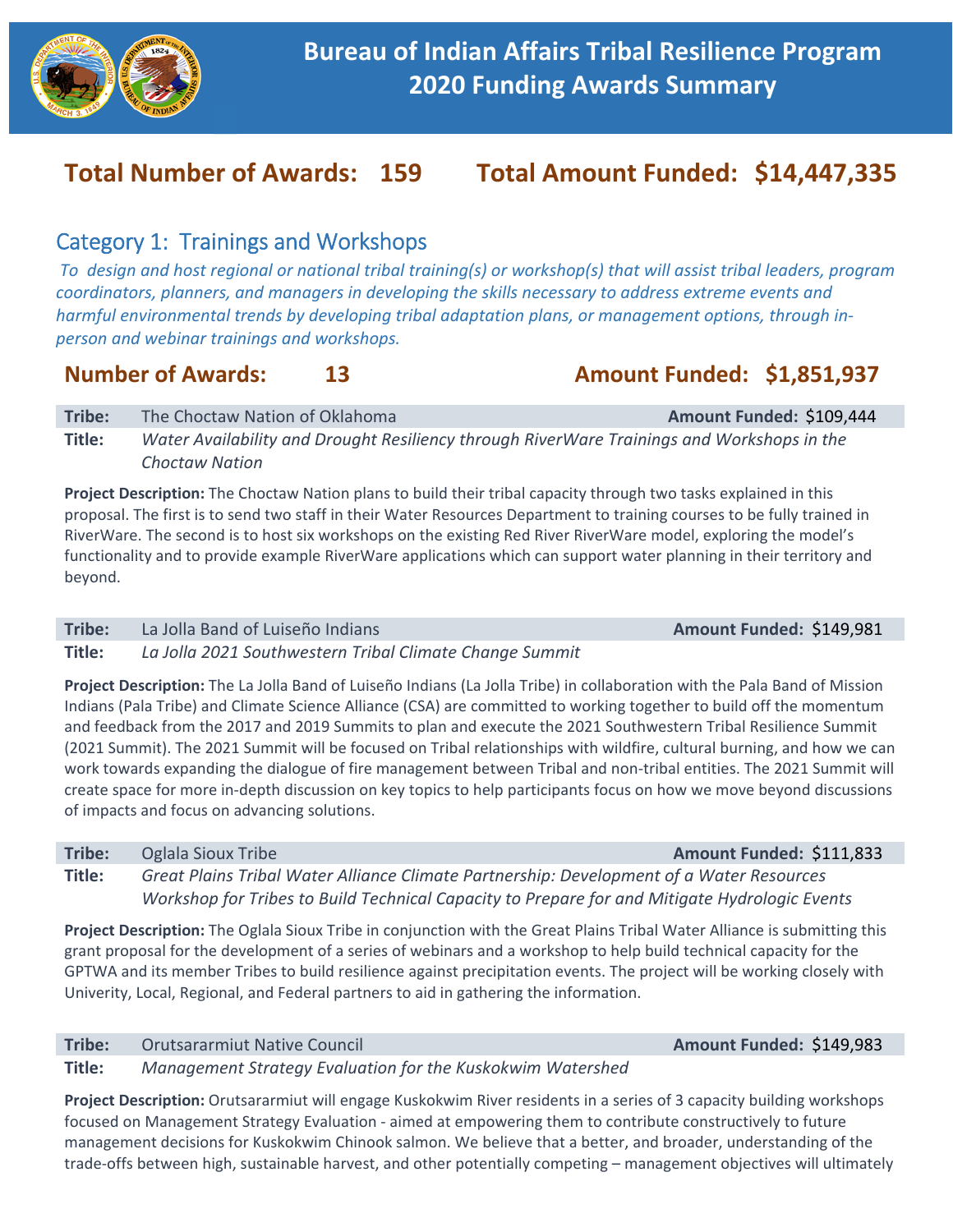# Bureau of Indian Affairs Tribal Resilience Program 2020 Funding Awards Summary

**Total Number of Awards: 159    Total Amount Funded: $14,447,335**

## Category 1: Trainings and Workshops

*To design and host regional or national tribal training(s) or workshop(s) that will assist tribal leaders, program coordinators, planners, and managers in developing the skills necessary to address extreme events and harmful environmental trends by developing tribal adaptation plans, or management options, through in-person and webinar trainings and workshops.*

**Number of Awards: 13    Amount Funded: $1,851,937**

**Tribe:** The Choctaw Nation of Oklahoma    **Amount Funded:** $109,444

**Title:** *Water Availability and Drought Resiliency through RiverWare Trainings and Workshops in the Choctaw Nation*

**Project Description:** The Choctaw Nation plans to build their tribal capacity through two tasks explained in this proposal. The first is to send two staff in their Water Resources Department to training courses to be fully trained in RiverWare. The second is to host six workshops on the existing Red River RiverWare model, exploring the model's functionality and to provide example RiverWare applications which can support water planning in their territory and beyond.

**Tribe:** La Jolla Band of Luiseño Indians    **Amount Funded:** $149,981

**Title:** *La Jolla 2021 Southwestern Tribal Climate Change Summit*

**Project Description:** The La Jolla Band of Luiseño Indians (La Jolla Tribe) in collaboration with the Pala Band of Mission Indians (Pala Tribe) and Climate Science Alliance (CSA) are committed to working together to build off the momentum and feedback from the 2017 and 2019 Summits to plan and execute the 2021 Southwestern Tribal Resilience Summit (2021 Summit). The 2021 Summit will be focused on Tribal relationships with wildfire, cultural burning, and how we can work towards expanding the dialogue of fire management between Tribal and non-tribal entities. The 2021 Summit will create space for more in-depth discussion on key topics to help participants focus on how we move beyond discussions of impacts and focus on advancing solutions.

**Tribe:** Oglala Sioux Tribe    **Amount Funded:** $111,833

**Title:** *Great Plains Tribal Water Alliance Climate Partnership: Development of a Water Resources Workshop for Tribes to Build Technical Capacity to Prepare for and Mitigate Hydrologic Events*

**Project Description:** The Oglala Sioux Tribe in conjunction with the Great Plains Tribal Water Alliance is submitting this grant proposal for the development of a series of webinars and a workshop to help build technical capacity for the GPTWA and its member Tribes to build resilience against precipitation events. The project will be working closely with Univerity, Local, Regional, and Federal partners to aid in gathering the information.

**Tribe:** Orutsararmiut Native Council    **Amount Funded:** $149,983

**Title:** *Management Strategy Evaluation for the Kuskokwim Watershed*

**Project Description:** Orutsararmiut will engage Kuskokwim River residents in a series of 3 capacity building workshops focused on Management Strategy Evaluation - aimed at empowering them to contribute constructively to future management decisions for Kuskokwim Chinook salmon. We believe that a better, and broader, understanding of the trade-offs between high, sustainable harvest, and other potentially competing – management objectives will ultimately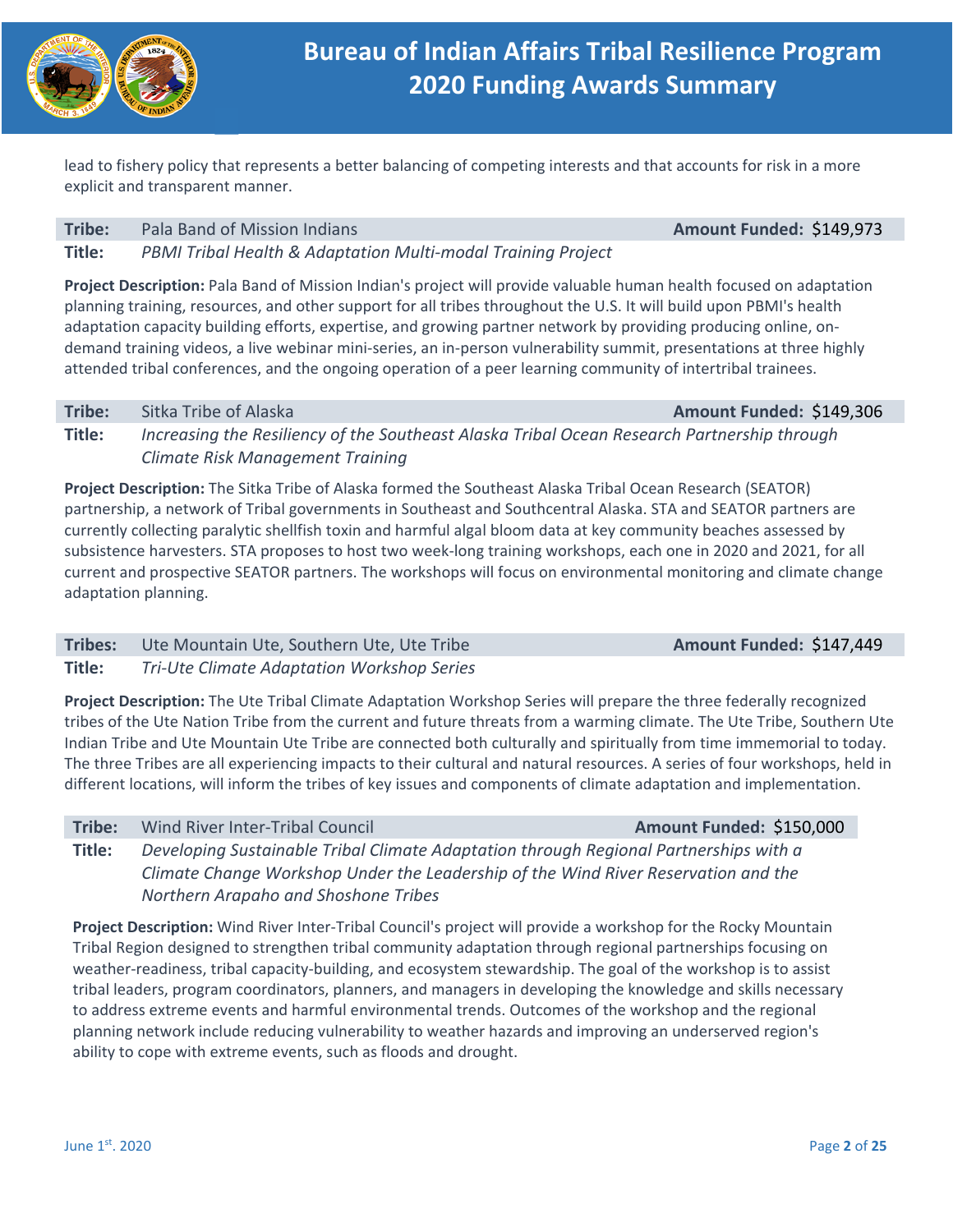lead to fishery policy that represents a better balancing of competing interests and that accounts for risk in a more explicit and transparent manner.

**Tribe:** Pala Band of Mission Indians **Amount Funded:** $149,973
**Title:** *PBMI Tribal Health & Adaptation Multi-modal Training Project*

**Project Description:** Pala Band of Mission Indian's project will provide valuable human health focused on adaptation planning training, resources, and other support for all tribes throughout the U.S. It will build upon PBMI's health adaptation capacity building efforts, expertise, and growing partner network by providing producing online, on-demand training videos, a live webinar mini-series, an in-person vulnerability summit, presentations at three highly attended tribal conferences, and the ongoing operation of a peer learning community of intertribal trainees.

**Tribe:** Sitka Tribe of Alaska **Amount Funded:** $149,306
**Title:** *Increasing the Resiliency of the Southeast Alaska Tribal Ocean Research Partnership through Climate Risk Management Training*

**Project Description:** The Sitka Tribe of Alaska formed the Southeast Alaska Tribal Ocean Research (SEATOR) partnership, a network of Tribal governments in Southeast and Southcentral Alaska. STA and SEATOR partners are currently collecting paralytic shellfish toxin and harmful algal bloom data at key community beaches assessed by subsistence harvesters. STA proposes to host two week-long training workshops, each one in 2020 and 2021, for all current and prospective SEATOR partners. The workshops will focus on environmental monitoring and climate change adaptation planning.

**Tribes:** Ute Mountain Ute, Southern Ute, Ute Tribe **Amount Funded:** $147,449
**Title:** *Tri-Ute Climate Adaptation Workshop Series*

**Project Description:** The Ute Tribal Climate Adaptation Workshop Series will prepare the three federally recognized tribes of the Ute Nation Tribe from the current and future threats from a warming climate. The Ute Tribe, Southern Ute Indian Tribe and Ute Mountain Ute Tribe are connected both culturally and spiritually from time immemorial to today. The three Tribes are all experiencing impacts to their cultural and natural resources. A series of four workshops, held in different locations, will inform the tribes of key issues and components of climate adaptation and implementation.

**Tribe:** Wind River Inter-Tribal Council **Amount Funded:** $150,000
**Title:** *Developing Sustainable Tribal Climate Adaptation through Regional Partnerships with a Climate Change Workshop Under the Leadership of the Wind River Reservation and the Northern Arapaho and Shoshone Tribes*

**Project Description:** Wind River Inter-Tribal Council's project will provide a workshop for the Rocky Mountain Tribal Region designed to strengthen tribal community adaptation through regional partnerships focusing on weather-readiness, tribal capacity-building, and ecosystem stewardship. The goal of the workshop is to assist tribal leaders, program coordinators, planners, and managers in developing the knowledge and skills necessary to address extreme events and harmful environmental trends. Outcomes of the workshop and the regional planning network include reducing vulnerability to weather hazards and improving an underserved region's ability to cope with extreme events, such as floods and drought.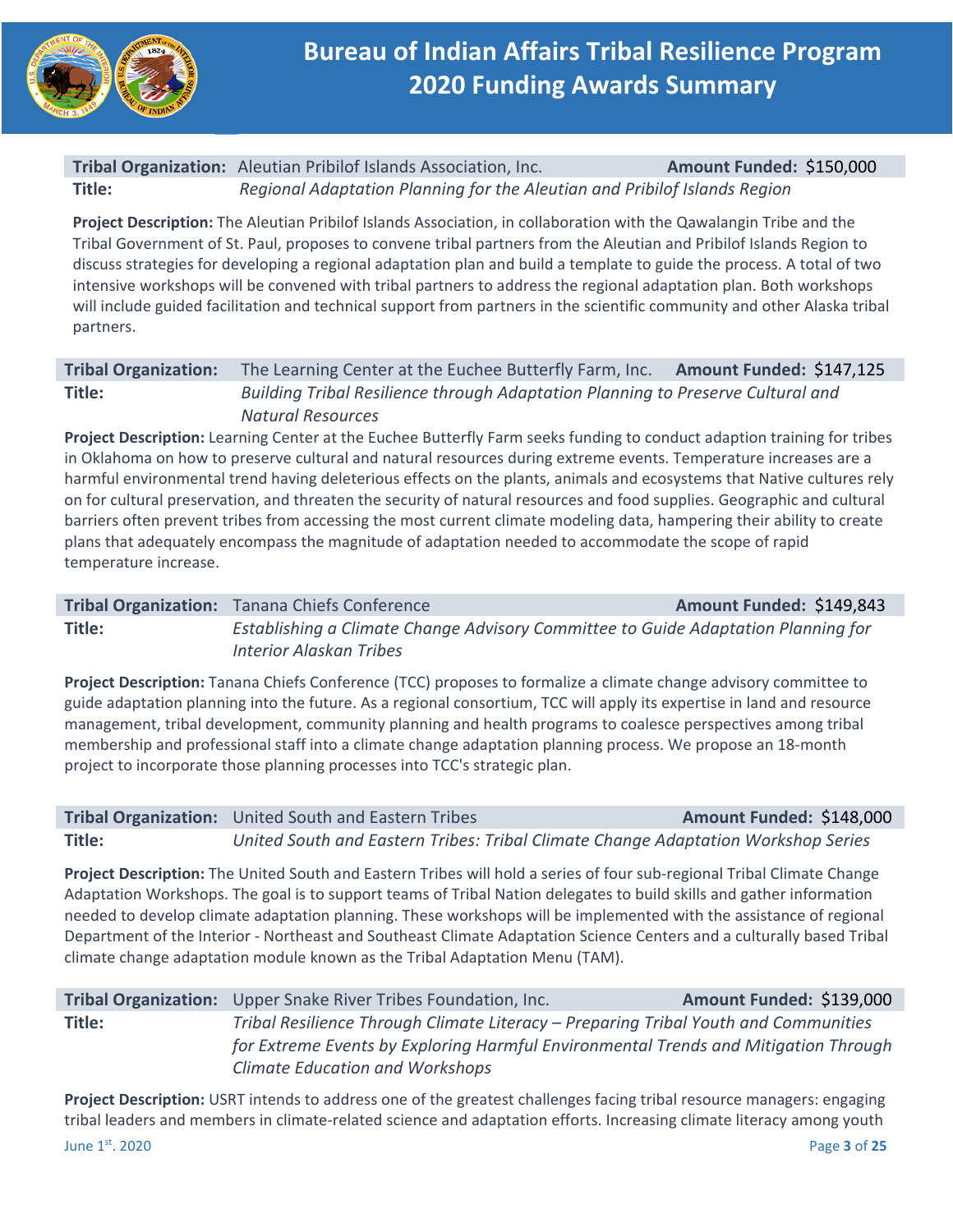# Bureau of Indian Affairs Tribal Resilience Program 2020 Funding Awards Summary

**Tribal Organization:** Aleutian Pribilof Islands Association, Inc. **Amount Funded:** $150,000
**Title:** *Regional Adaptation Planning for the Aleutian and Pribilof Islands Region*

**Project Description:** The Aleutian Pribilof Islands Association, in collaboration with the Qawalangin Tribe and the Tribal Government of St. Paul, proposes to convene tribal partners from the Aleutian and Pribilof Islands Region to discuss strategies for developing a regional adaptation plan and build a template to guide the process. A total of two intensive workshops will be convened with tribal partners to address the regional adaptation plan. Both workshops will include guided facilitation and technical support from partners in the scientific community and other Alaska tribal partners.

**Tribal Organization:** The Learning Center at the Euchee Butterfly Farm, Inc. **Amount Funded:** $147,125
**Title:** *Building Tribal Resilience through Adaptation Planning to Preserve Cultural and Natural Resources*

**Project Description:** Learning Center at the Euchee Butterfly Farm seeks funding to conduct adaption training for tribes in Oklahoma on how to preserve cultural and natural resources during extreme events. Temperature increases are a harmful environmental trend having deleterious effects on the plants, animals and ecosystems that Native cultures rely on for cultural preservation, and threaten the security of natural resources and food supplies. Geographic and cultural barriers often prevent tribes from accessing the most current climate modeling data, hampering their ability to create plans that adequately encompass the magnitude of adaptation needed to accommodate the scope of rapid temperature increase.

**Tribal Organization:** Tanana Chiefs Conference **Amount Funded:** $149,843
**Title:** *Establishing a Climate Change Advisory Committee to Guide Adaptation Planning for Interior Alaskan Tribes*

**Project Description:** Tanana Chiefs Conference (TCC) proposes to formalize a climate change advisory committee to guide adaptation planning into the future. As a regional consortium, TCC will apply its expertise in land and resource management, tribal development, community planning and health programs to coalesce perspectives among tribal membership and professional staff into a climate change adaptation planning process. We propose an 18-month project to incorporate those planning processes into TCC's strategic plan.

**Tribal Organization:** United South and Eastern Tribes **Amount Funded:** $148,000
**Title:** *United South and Eastern Tribes: Tribal Climate Change Adaptation Workshop Series*

**Project Description:** The United South and Eastern Tribes will hold a series of four sub-regional Tribal Climate Change Adaptation Workshops. The goal is to support teams of Tribal Nation delegates to build skills and gather information needed to develop climate adaptation planning. These workshops will be implemented with the assistance of regional Department of the Interior - Northeast and Southeast Climate Adaptation Science Centers and a culturally based Tribal climate change adaptation module known as the Tribal Adaptation Menu (TAM).

**Tribal Organization:** Upper Snake River Tribes Foundation, Inc. **Amount Funded:** $139,000
**Title:** *Tribal Resilience Through Climate Literacy – Preparing Tribal Youth and Communities for Extreme Events by Exploring Harmful Environmental Trends and Mitigation Through Climate Education and Workshops*

**Project Description:** USRT intends to address one of the greatest challenges facing tribal resource managers: engaging tribal leaders and members in climate-related science and adaptation efforts. Increasing climate literacy among youth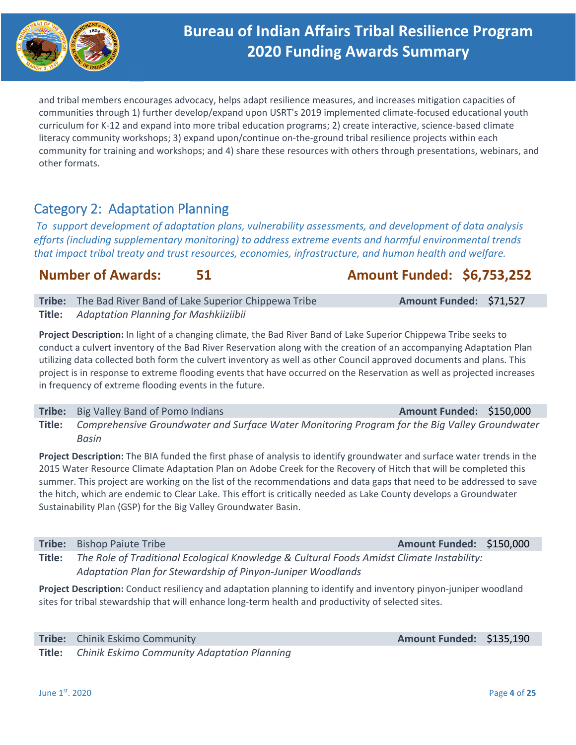and tribal members encourages advocacy, helps adapt resilience measures, and increases mitigation capacities of communities through 1) further develop/expand upon USRT's 2019 implemented climate-focused educational youth curriculum for K-12 and expand into more tribal education programs; 2) create interactive, science-based climate literacy community workshops; 3) expand upon/continue on-the-ground tribal resilience projects within each community for training and workshops; and 4) share these resources with others through presentations, webinars, and other formats.

## Category 2: Adaptation Planning

*To support development of adaptation plans, vulnerability assessments, and development of data analysis efforts (including supplementary monitoring) to address extreme events and harmful environmental trends that impact tribal treaty and trust resources, economies, infrastructure, and human health and welfare.*

**Number of Awards: 51** | **Amount Funded: $6,753,252**

**Tribe:** The Bad River Band of Lake Superior Chippewa Tribe | **Amount Funded:** $71,527
**Title:** *Adaptation Planning for Mashkiiziibii*

**Project Description:** In light of a changing climate, the Bad River Band of Lake Superior Chippewa Tribe seeks to conduct a culvert inventory of the Bad River Reservation along with the creation of an accompanying Adaptation Plan utilizing data collected both form the culvert inventory as well as other Council approved documents and plans. This project is in response to extreme flooding events that have occurred on the Reservation as well as projected increases in frequency of extreme flooding events in the future.

**Tribe:** Big Valley Band of Pomo Indians | **Amount Funded:** $150,000
**Title:** *Comprehensive Groundwater and Surface Water Monitoring Program for the Big Valley Groundwater Basin*

**Project Description:** The BIA funded the first phase of analysis to identify groundwater and surface water trends in the 2015 Water Resource Climate Adaptation Plan on Adobe Creek for the Recovery of Hitch that will be completed this summer. This project are working on the list of the recommendations and data gaps that need to be addressed to save the hitch, which are endemic to Clear Lake. This effort is critically needed as Lake County develops a Groundwater Sustainability Plan (GSP) for the Big Valley Groundwater Basin.

**Tribe:** Bishop Paiute Tribe | **Amount Funded:** $150,000
**Title:** *The Role of Traditional Ecological Knowledge & Cultural Foods Amidst Climate Instability: Adaptation Plan for Stewardship of Pinyon-Juniper Woodlands*

**Project Description:** Conduct resiliency and adaptation planning to identify and inventory pinyon-juniper woodland sites for tribal stewardship that will enhance long-term health and productivity of selected sites.

**Tribe:** Chinik Eskimo Community | **Amount Funded:** $135,190
**Title:** *Chinik Eskimo Community Adaptation Planning*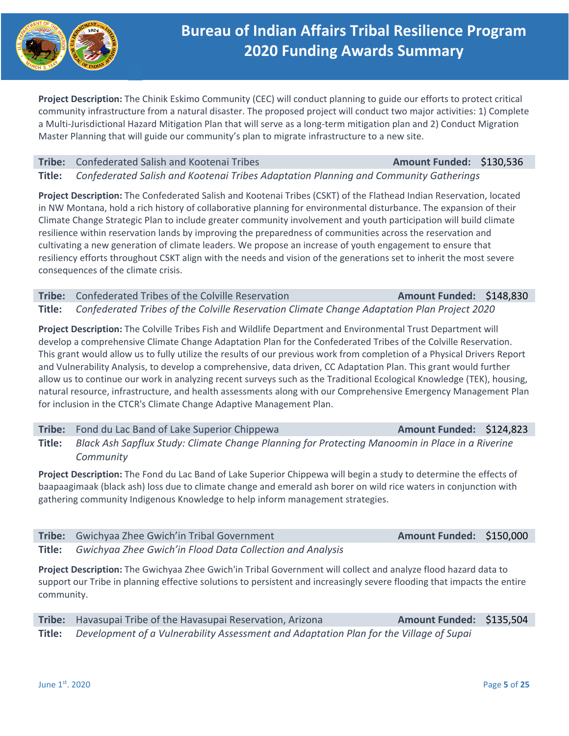**Project Description:** The Chinik Eskimo Community (CEC) will conduct planning to guide our efforts to protect critical community infrastructure from a natural disaster. The proposed project will conduct two major activities: 1) Complete a Multi-Jurisdictional Hazard Mitigation Plan that will serve as a long-term mitigation plan and 2) Conduct Migration Master Planning that will guide our community's plan to migrate infrastructure to a new site.

**Tribe:** Confederated Salish and Kootenai Tribes **Amount Funded:** $130,536
**Title:** *Confederated Salish and Kootenai Tribes Adaptation Planning and Community Gatherings*

**Project Description:** The Confederated Salish and Kootenai Tribes (CSKT) of the Flathead Indian Reservation, located in NW Montana, hold a rich history of collaborative planning for environmental disturbance. The expansion of their Climate Change Strategic Plan to include greater community involvement and youth participation will build climate resilience within reservation lands by improving the preparedness of communities across the reservation and cultivating a new generation of climate leaders. We propose an increase of youth engagement to ensure that resiliency efforts throughout CSKT align with the needs and vision of the generations set to inherit the most severe consequences of the climate crisis.

**Tribe:** Confederated Tribes of the Colville Reservation **Amount Funded:** $148,830
**Title:** *Confederated Tribes of the Colville Reservation Climate Change Adaptation Plan Project 2020*

**Project Description:** The Colville Tribes Fish and Wildlife Department and Environmental Trust Department will develop a comprehensive Climate Change Adaptation Plan for the Confederated Tribes of the Colville Reservation. This grant would allow us to fully utilize the results of our previous work from completion of a Physical Drivers Report and Vulnerability Analysis, to develop a comprehensive, data driven, CC Adaptation Plan. This grant would further allow us to continue our work in analyzing recent surveys such as the Traditional Ecological Knowledge (TEK), housing, natural resource, infrastructure, and health assessments along with our Comprehensive Emergency Management Plan for inclusion in the CTCR's Climate Change Adaptive Management Plan.

**Tribe:** Fond du Lac Band of Lake Superior Chippewa **Amount Funded:** $124,823
**Title:** *Black Ash Sapflux Study: Climate Change Planning for Protecting Manoomin in Place in a Riverine Community*

**Project Description:** The Fond du Lac Band of Lake Superior Chippewa will begin a study to determine the effects of baapaagimaak (black ash) loss due to climate change and emerald ash borer on wild rice waters in conjunction with gathering community Indigenous Knowledge to help inform management strategies.

**Tribe:** Gwichyaa Zhee Gwich'in Tribal Government **Amount Funded:** $150,000
**Title:** *Gwichyaa Zhee Gwich'in Flood Data Collection and Analysis*

**Project Description:** The Gwichyaa Zhee Gwich'in Tribal Government will collect and analyze flood hazard data to support our Tribe in planning effective solutions to persistent and increasingly severe flooding that impacts the entire community.

**Tribe:** Havasupai Tribe of the Havasupai Reservation, Arizona **Amount Funded:** $135,504
**Title:** *Development of a Vulnerability Assessment and Adaptation Plan for the Village of Supai*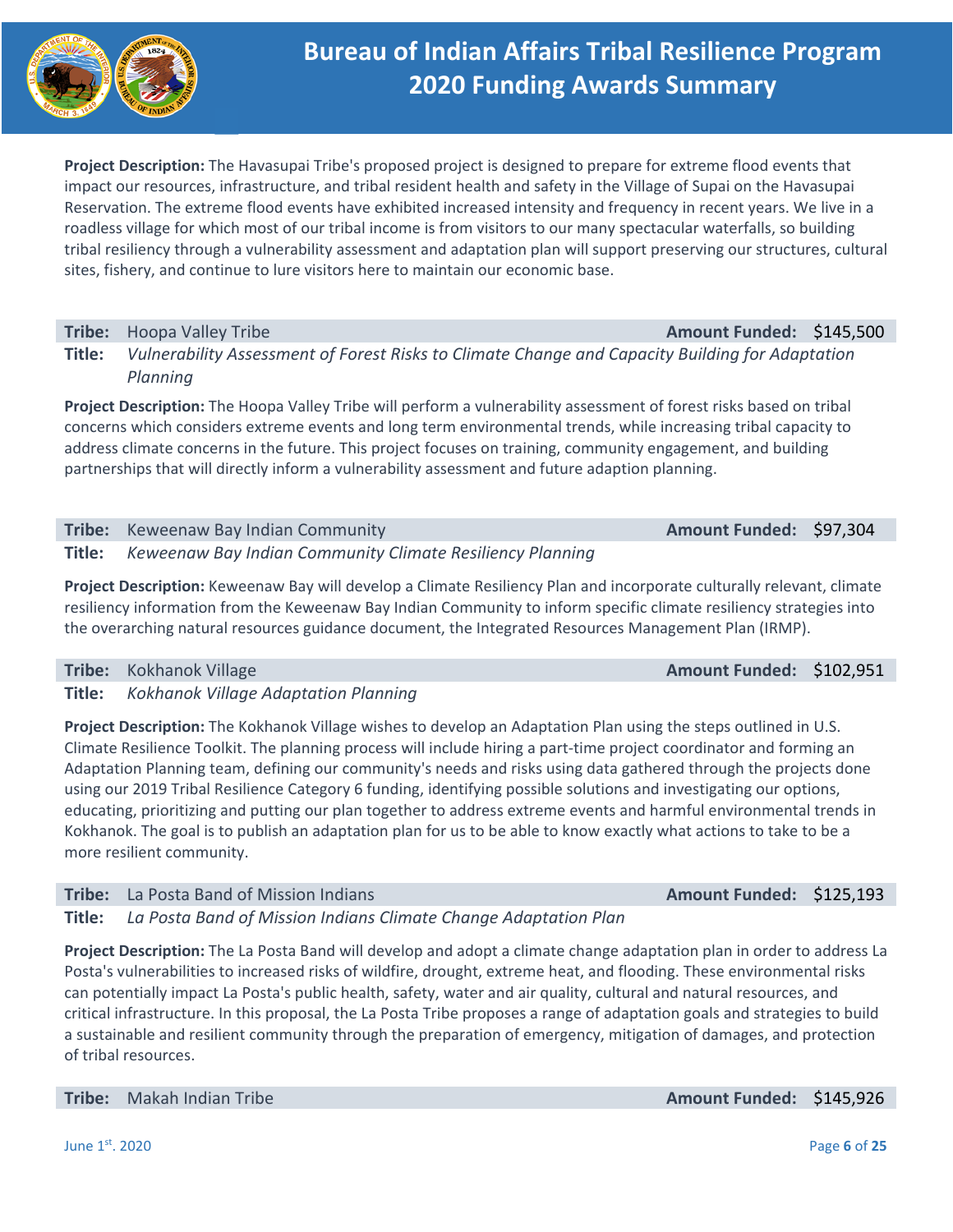**Project Description:** The Havasupai Tribe's proposed project is designed to prepare for extreme flood events that impact our resources, infrastructure, and tribal resident health and safety in the Village of Supai on the Havasupai Reservation. The extreme flood events have exhibited increased intensity and frequency in recent years. We live in a roadless village for which most of our tribal income is from visitors to our many spectacular waterfalls, so building tribal resiliency through a vulnerability assessment and adaptation plan will support preserving our structures, cultural sites, fishery, and continue to lure visitors here to maintain our economic base.

**Tribe:** Hoopa Valley Tribe **Amount Funded:** $145,500

**Title:** *Vulnerability Assessment of Forest Risks to Climate Change and Capacity Building for Adaptation Planning*

**Project Description:** The Hoopa Valley Tribe will perform a vulnerability assessment of forest risks based on tribal concerns which considers extreme events and long term environmental trends, while increasing tribal capacity to address climate concerns in the future. This project focuses on training, community engagement, and building partnerships that will directly inform a vulnerability assessment and future adaption planning.

**Tribe:** Keweenaw Bay Indian Community **Amount Funded:** $97,304

**Title:** *Keweenaw Bay Indian Community Climate Resiliency Planning*

**Project Description:** Keweenaw Bay will develop a Climate Resiliency Plan and incorporate culturally relevant, climate resiliency information from the Keweenaw Bay Indian Community to inform specific climate resiliency strategies into the overarching natural resources guidance document, the Integrated Resources Management Plan (IRMP).

**Tribe:** Kokhanok Village **Amount Funded:** $102,951

**Title:** *Kokhanok Village Adaptation Planning*

**Project Description:** The Kokhanok Village wishes to develop an Adaptation Plan using the steps outlined in U.S. Climate Resilience Toolkit. The planning process will include hiring a part-time project coordinator and forming an Adaptation Planning team, defining our community's needs and risks using data gathered through the projects done using our 2019 Tribal Resilience Category 6 funding, identifying possible solutions and investigating our options, educating, prioritizing and putting our plan together to address extreme events and harmful environmental trends in Kokhanok. The goal is to publish an adaptation plan for us to be able to know exactly what actions to take to be a more resilient community.

**Tribe:** La Posta Band of Mission Indians **Amount Funded:** $125,193

**Title:** *La Posta Band of Mission Indians Climate Change Adaptation Plan*

**Project Description:** The La Posta Band will develop and adopt a climate change adaptation plan in order to address La Posta's vulnerabilities to increased risks of wildfire, drought, extreme heat, and flooding. These environmental risks can potentially impact La Posta's public health, safety, water and air quality, cultural and natural resources, and critical infrastructure. In this proposal, the La Posta Tribe proposes a range of adaptation goals and strategies to build a sustainable and resilient community through the preparation of emergency, mitigation of damages, and protection of tribal resources.

**Tribe:** Makah Indian Tribe **Amount Funded:** $145,926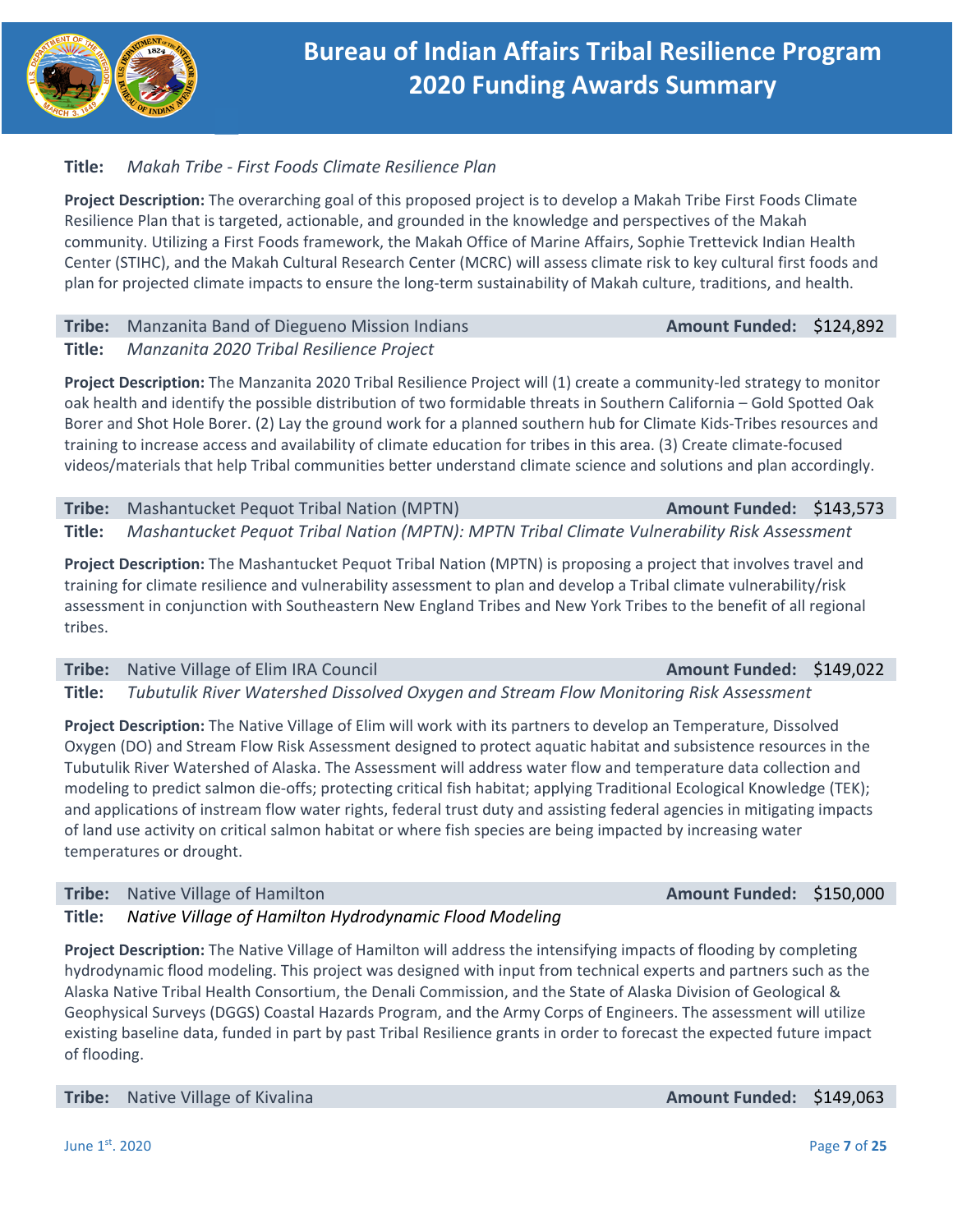**Title:** *Makah Tribe - First Foods Climate Resilience Plan*

**Project Description:** The overarching goal of this proposed project is to develop a Makah Tribe First Foods Climate Resilience Plan that is targeted, actionable, and grounded in the knowledge and perspectives of the Makah community. Utilizing a First Foods framework, the Makah Office of Marine Affairs, Sophie Trettevick Indian Health Center (STIHC), and the Makah Cultural Research Center (MCRC) will assess climate risk to key cultural first foods and plan for projected climate impacts to ensure the long-term sustainability of Makah culture, traditions, and health.

**Tribe:** Manzanita Band of Diegueno Mission Indians — **Amount Funded:** $124,892

**Title:** *Manzanita 2020 Tribal Resilience Project*

**Project Description:** The Manzanita 2020 Tribal Resilience Project will (1) create a community-led strategy to monitor oak health and identify the possible distribution of two formidable threats in Southern California – Gold Spotted Oak Borer and Shot Hole Borer. (2) Lay the ground work for a planned southern hub for Climate Kids-Tribes resources and training to increase access and availability of climate education for tribes in this area. (3) Create climate-focused videos/materials that help Tribal communities better understand climate science and solutions and plan accordingly.

**Tribe:** Mashantucket Pequot Tribal Nation (MPTN) — **Amount Funded:** $143,573

**Title:** *Mashantucket Pequot Tribal Nation (MPTN): MPTN Tribal Climate Vulnerability Risk Assessment*

**Project Description:** The Mashantucket Pequot Tribal Nation (MPTN) is proposing a project that involves travel and training for climate resilience and vulnerability assessment to plan and develop a Tribal climate vulnerability/risk assessment in conjunction with Southeastern New England Tribes and New York Tribes to the benefit of all regional tribes.

**Tribe:** Native Village of Elim IRA Council — **Amount Funded:** $149,022

**Title:** *Tubutulik River Watershed Dissolved Oxygen and Stream Flow Monitoring Risk Assessment*

**Project Description:** The Native Village of Elim will work with its partners to develop an Temperature, Dissolved Oxygen (DO) and Stream Flow Risk Assessment designed to protect aquatic habitat and subsistence resources in the Tubutulik River Watershed of Alaska. The Assessment will address water flow and temperature data collection and modeling to predict salmon die-offs; protecting critical fish habitat; applying Traditional Ecological Knowledge (TEK); and applications of instream flow water rights, federal trust duty and assisting federal agencies in mitigating impacts of land use activity on critical salmon habitat or where fish species are being impacted by increasing water temperatures or drought.

**Tribe:** Native Village of Hamilton — **Amount Funded:** $150,000

**Title:** *Native Village of Hamilton Hydrodynamic Flood Modeling*

**Project Description:** The Native Village of Hamilton will address the intensifying impacts of flooding by completing hydrodynamic flood modeling. This project was designed with input from technical experts and partners such as the Alaska Native Tribal Health Consortium, the Denali Commission, and the State of Alaska Division of Geological & Geophysical Surveys (DGGS) Coastal Hazards Program, and the Army Corps of Engineers. The assessment will utilize existing baseline data, funded in part by past Tribal Resilience grants in order to forecast the expected future impact of flooding.

**Tribe:** Native Village of Kivalina — **Amount Funded:** $149,063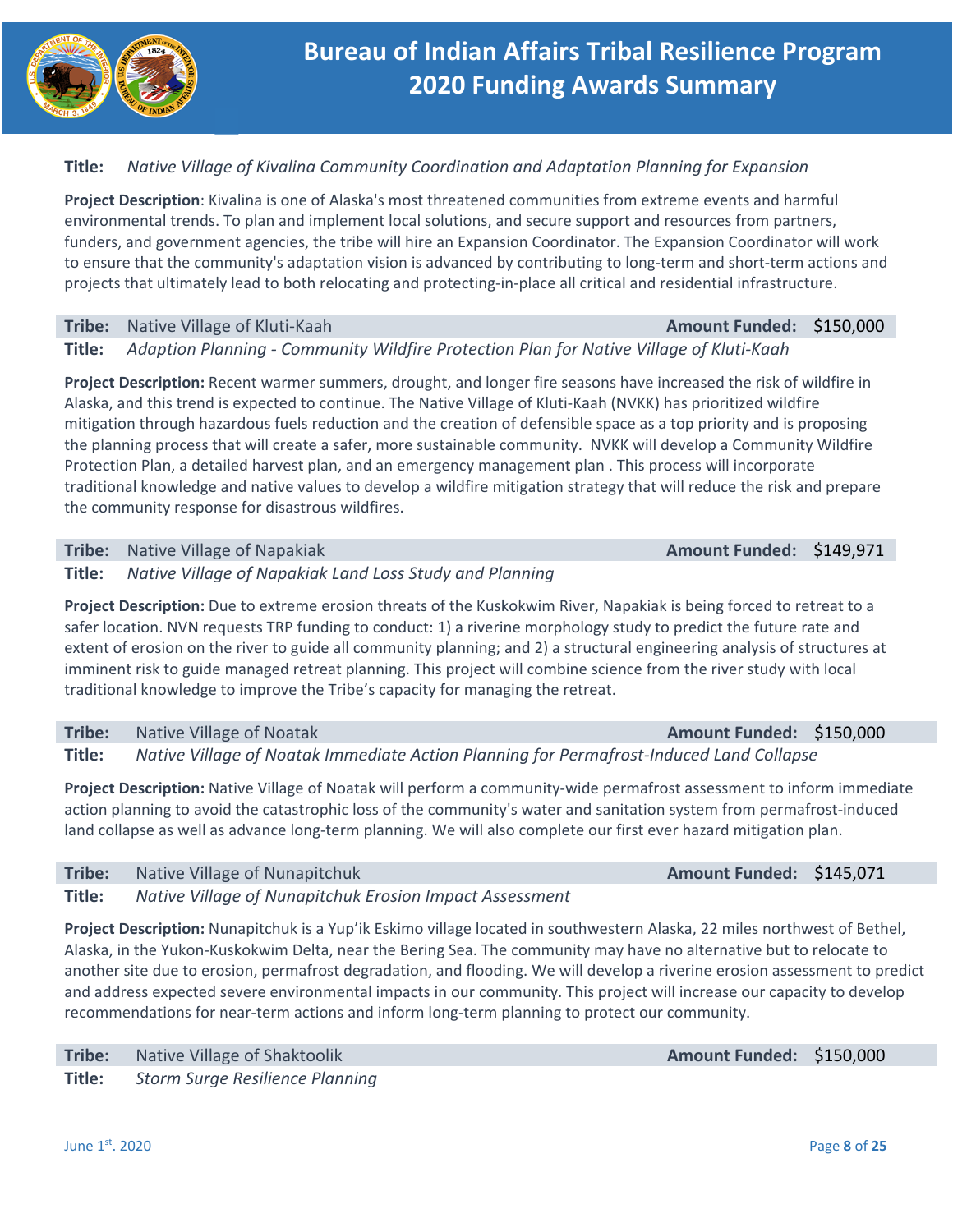**Title:** *Native Village of Kivalina Community Coordination and Adaptation Planning for Expansion*

**Project Description**: Kivalina is one of Alaska's most threatened communities from extreme events and harmful environmental trends. To plan and implement local solutions, and secure support and resources from partners, funders, and government agencies, the tribe will hire an Expansion Coordinator. The Expansion Coordinator will work to ensure that the community's adaptation vision is advanced by contributing to long-term and short-term actions and projects that ultimately lead to both relocating and protecting-in-place all critical and residential infrastructure.

**Tribe:** Native Village of Kluti-Kaah **Amount Funded:** $150,000
**Title:** *Adaption Planning - Community Wildfire Protection Plan for Native Village of Kluti-Kaah*

**Project Description:** Recent warmer summers, drought, and longer fire seasons have increased the risk of wildfire in Alaska, and this trend is expected to continue. The Native Village of Kluti-Kaah (NVKK) has prioritized wildfire mitigation through hazardous fuels reduction and the creation of defensible space as a top priority and is proposing the planning process that will create a safer, more sustainable community. NVKK will develop a Community Wildfire Protection Plan, a detailed harvest plan, and an emergency management plan . This process will incorporate traditional knowledge and native values to develop a wildfire mitigation strategy that will reduce the risk and prepare the community response for disastrous wildfires.

**Tribe:** Native Village of Napakiak **Amount Funded:** $149,971
**Title:** *Native Village of Napakiak Land Loss Study and Planning*

**Project Description:** Due to extreme erosion threats of the Kuskokwim River, Napakiak is being forced to retreat to a safer location. NVN requests TRP funding to conduct: 1) a riverine morphology study to predict the future rate and extent of erosion on the river to guide all community planning; and 2) a structural engineering analysis of structures at imminent risk to guide managed retreat planning. This project will combine science from the river study with local traditional knowledge to improve the Tribe's capacity for managing the retreat.

**Tribe:** Native Village of Noatak **Amount Funded:** $150,000
**Title:** *Native Village of Noatak Immediate Action Planning for Permafrost-Induced Land Collapse*

**Project Description:** Native Village of Noatak will perform a community-wide permafrost assessment to inform immediate action planning to avoid the catastrophic loss of the community's water and sanitation system from permafrost-induced land collapse as well as advance long-term planning. We will also complete our first ever hazard mitigation plan.

**Tribe:** Native Village of Nunapitchuk **Amount Funded:** $145,071
**Title:** *Native Village of Nunapitchuk Erosion Impact Assessment*

**Project Description:** Nunapitchuk is a Yup'ik Eskimo village located in southwestern Alaska, 22 miles northwest of Bethel, Alaska, in the Yukon-Kuskokwim Delta, near the Bering Sea. The community may have no alternative but to relocate to another site due to erosion, permafrost degradation, and flooding. We will develop a riverine erosion assessment to predict and address expected severe environmental impacts in our community. This project will increase our capacity to develop recommendations for near-term actions and inform long-term planning to protect our community.

**Tribe:** Native Village of Shaktoolik **Amount Funded:** $150,000
**Title:** *Storm Surge Resilience Planning*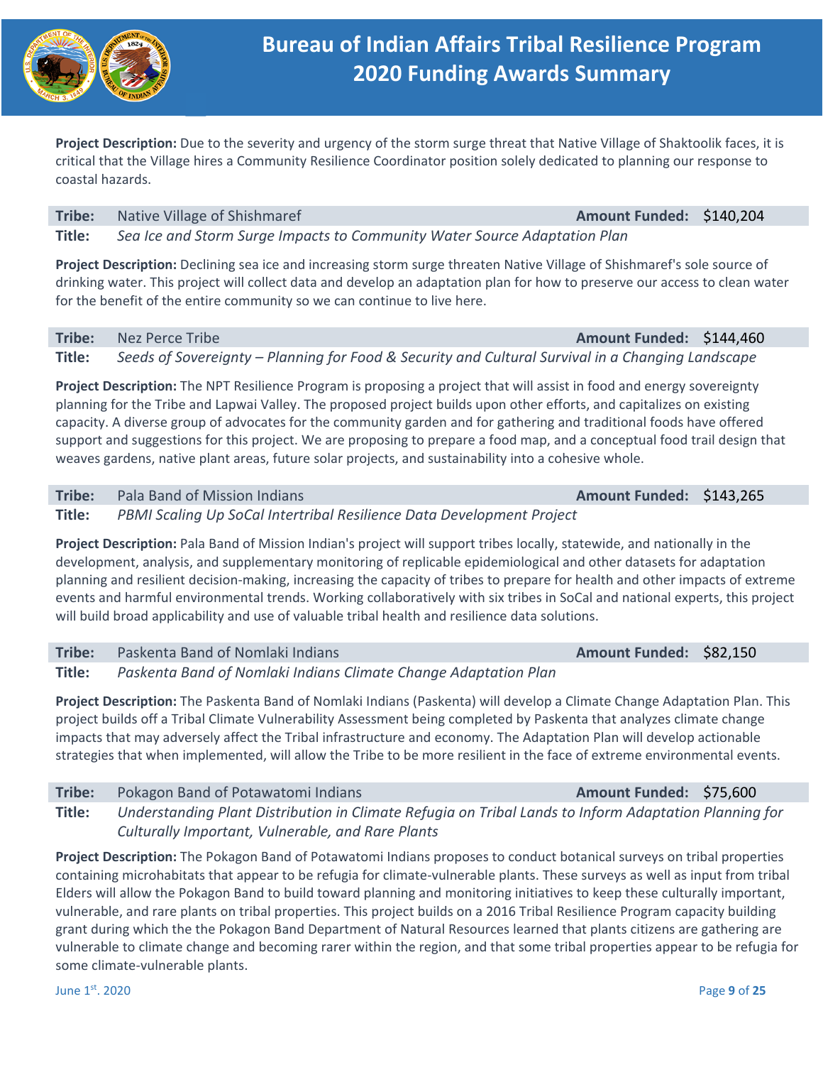**Project Description:** Due to the severity and urgency of the storm surge threat that Native Village of Shaktoolik faces, it is critical that the Village hires a Community Resilience Coordinator position solely dedicated to planning our response to coastal hazards.

| **Tribe:** | Native Village of Shishmaref | **Amount Funded:** | $140,204 |
|---|---|---|---|
| **Title:** | *Sea Ice and Storm Surge Impacts to Community Water Source Adaptation Plan* | | |

**Project Description:** Declining sea ice and increasing storm surge threaten Native Village of Shishmaref's sole source of drinking water. This project will collect data and develop an adaptation plan for how to preserve our access to clean water for the benefit of the entire community so we can continue to live here.

| **Tribe:** | Nez Perce Tribe | **Amount Funded:** | $144,460 |
|---|---|---|---|
| **Title:** | *Seeds of Sovereignty – Planning for Food & Security and Cultural Survival in a Changing Landscape* | | |

**Project Description:** The NPT Resilience Program is proposing a project that will assist in food and energy sovereignty planning for the Tribe and Lapwai Valley. The proposed project builds upon other efforts, and capitalizes on existing capacity. A diverse group of advocates for the community garden and for gathering and traditional foods have offered support and suggestions for this project. We are proposing to prepare a food map, and a conceptual food trail design that weaves gardens, native plant areas, future solar projects, and sustainability into a cohesive whole.

| **Tribe:** | Pala Band of Mission Indians | **Amount Funded:** | $143,265 |
|---|---|---|---|
| **Title:** | *PBMI Scaling Up SoCal Intertribal Resilience Data Development Project* | | |

**Project Description:** Pala Band of Mission Indian's project will support tribes locally, statewide, and nationally in the development, analysis, and supplementary monitoring of replicable epidemiological and other datasets for adaptation planning and resilient decision-making, increasing the capacity of tribes to prepare for health and other impacts of extreme events and harmful environmental trends. Working collaboratively with six tribes in SoCal and national experts, this project will build broad applicability and use of valuable tribal health and resilience data solutions.

| **Tribe:** | Paskenta Band of Nomlaki Indians | **Amount Funded:** | $82,150 |
|---|---|---|---|
| **Title:** | *Paskenta Band of Nomlaki Indians Climate Change Adaptation Plan* | | |

**Project Description:** The Paskenta Band of Nomlaki Indians (Paskenta) will develop a Climate Change Adaptation Plan. This project builds off a Tribal Climate Vulnerability Assessment being completed by Paskenta that analyzes climate change impacts that may adversely affect the Tribal infrastructure and economy. The Adaptation Plan will develop actionable strategies that when implemented, will allow the Tribe to be more resilient in the face of extreme environmental events.

| **Tribe:** | Pokagon Band of Potawatomi Indians | **Amount Funded:** | $75,600 |
|---|---|---|---|
| **Title:** | *Understanding Plant Distribution in Climate Refugia on Tribal Lands to Inform Adaptation Planning for Culturally Important, Vulnerable, and Rare Plants* | | |

**Project Description:** The Pokagon Band of Potawatomi Indians proposes to conduct botanical surveys on tribal properties containing microhabitats that appear to be refugia for climate-vulnerable plants. These surveys as well as input from tribal Elders will allow the Pokagon Band to build toward planning and monitoring initiatives to keep these culturally important, vulnerable, and rare plants on tribal properties. This project builds on a 2016 Tribal Resilience Program capacity building grant during which the the Pokagon Band Department of Natural Resources learned that plants citizens are gathering are vulnerable to climate change and becoming rarer within the region, and that some tribal properties appear to be refugia for some climate-vulnerable plants.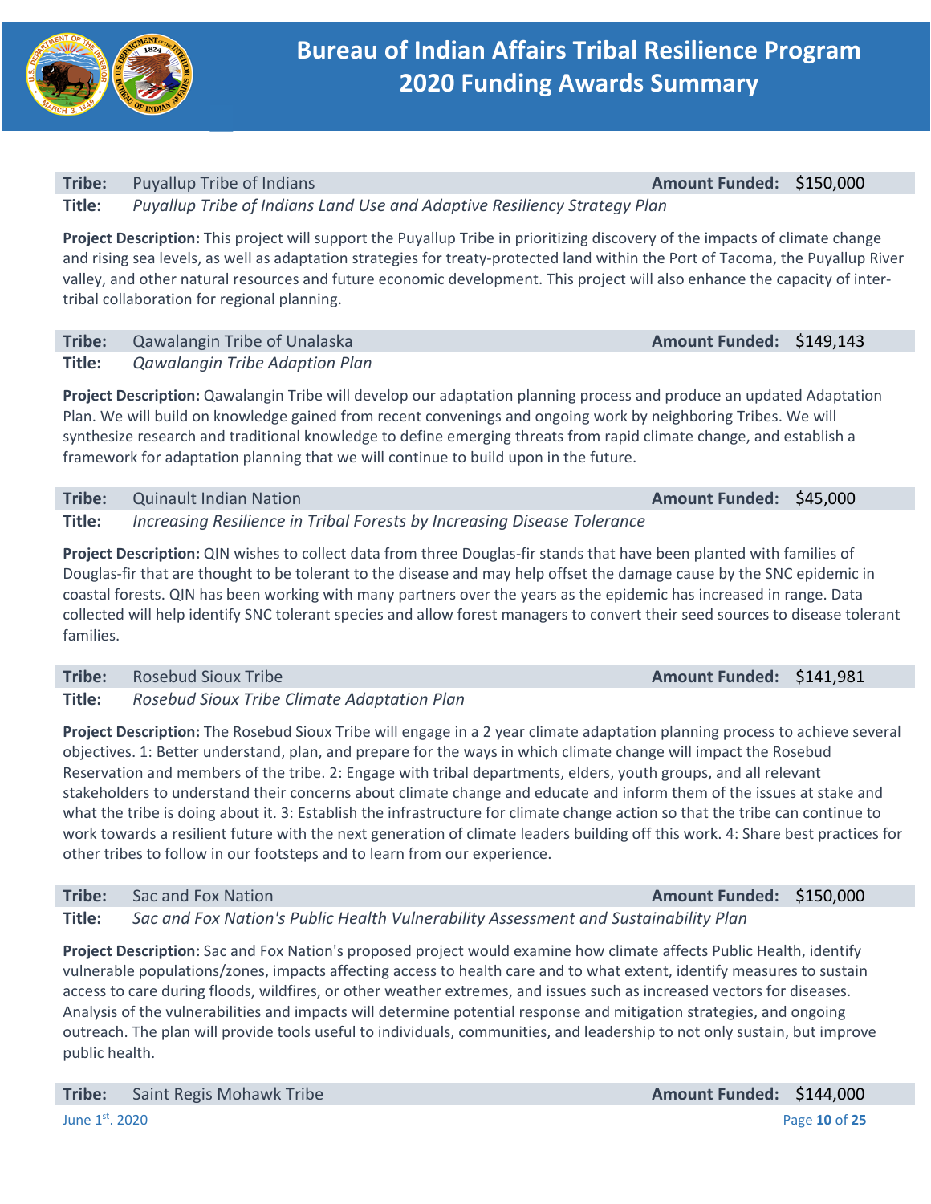**Tribe:** Puyallup Tribe of Indians **Amount Funded:** $150,000
**Title:** *Puyallup Tribe of Indians Land Use and Adaptive Resiliency Strategy Plan*

**Project Description:** This project will support the Puyallup Tribe in prioritizing discovery of the impacts of climate change and rising sea levels, as well as adaptation strategies for treaty-protected land within the Port of Tacoma, the Puyallup River valley, and other natural resources and future economic development. This project will also enhance the capacity of inter-tribal collaboration for regional planning.

**Tribe:** Qawalangin Tribe of Unalaska **Amount Funded:** $149,143
**Title:** *Qawalangin Tribe Adaption Plan*

**Project Description:** Qawalangin Tribe will develop our adaptation planning process and produce an updated Adaptation Plan. We will build on knowledge gained from recent convenings and ongoing work by neighboring Tribes. We will synthesize research and traditional knowledge to define emerging threats from rapid climate change, and establish a framework for adaptation planning that we will continue to build upon in the future.

**Tribe:** Quinault Indian Nation **Amount Funded:** $45,000
**Title:** *Increasing Resilience in Tribal Forests by Increasing Disease Tolerance*

**Project Description:** QIN wishes to collect data from three Douglas-fir stands that have been planted with families of Douglas-fir that are thought to be tolerant to the disease and may help offset the damage cause by the SNC epidemic in coastal forests. QIN has been working with many partners over the years as the epidemic has increased in range. Data collected will help identify SNC tolerant species and allow forest managers to convert their seed sources to disease tolerant families.

**Tribe:** Rosebud Sioux Tribe **Amount Funded:** $141,981
**Title:** *Rosebud Sioux Tribe Climate Adaptation Plan*

**Project Description:** The Rosebud Sioux Tribe will engage in a 2 year climate adaptation planning process to achieve several objectives. 1: Better understand, plan, and prepare for the ways in which climate change will impact the Rosebud Reservation and members of the tribe. 2: Engage with tribal departments, elders, youth groups, and all relevant stakeholders to understand their concerns about climate change and educate and inform them of the issues at stake and what the tribe is doing about it. 3: Establish the infrastructure for climate change action so that the tribe can continue to work towards a resilient future with the next generation of climate leaders building off this work. 4: Share best practices for other tribes to follow in our footsteps and to learn from our experience.

**Tribe:** Sac and Fox Nation **Amount Funded:** $150,000
**Title:** *Sac and Fox Nation's Public Health Vulnerability Assessment and Sustainability Plan*

**Project Description:** Sac and Fox Nation's proposed project would examine how climate affects Public Health, identify vulnerable populations/zones, impacts affecting access to health care and to what extent, identify measures to sustain access to care during floods, wildfires, or other weather extremes, and issues such as increased vectors for diseases. Analysis of the vulnerabilities and impacts will determine potential response and mitigation strategies, and ongoing outreach. The plan will provide tools useful to individuals, communities, and leadership to not only sustain, but improve public health.

**Tribe:** Saint Regis Mohawk Tribe **Amount Funded:** $144,000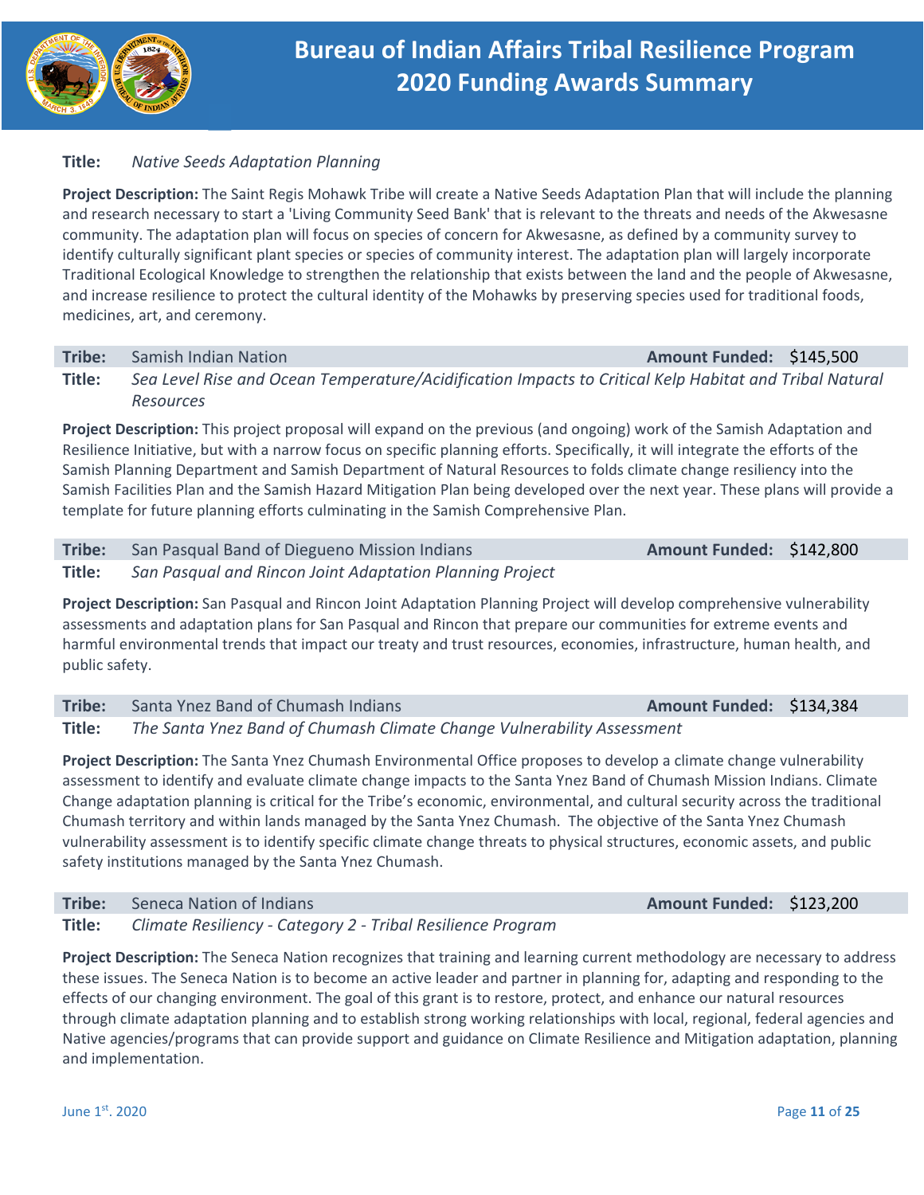**Title:** *Native Seeds Adaptation Planning*

**Project Description:** The Saint Regis Mohawk Tribe will create a Native Seeds Adaptation Plan that will include the planning and research necessary to start a 'Living Community Seed Bank' that is relevant to the threats and needs of the Akwesasne community. The adaptation plan will focus on species of concern for Akwesasne, as defined by a community survey to identify culturally significant plant species or species of community interest. The adaptation plan will largely incorporate Traditional Ecological Knowledge to strengthen the relationship that exists between the land and the people of Akwesasne, and increase resilience to protect the cultural identity of the Mohawks by preserving species used for traditional foods, medicines, art, and ceremony.

**Tribe:** Samish Indian Nation — **Amount Funded:** $145,500

**Title:** *Sea Level Rise and Ocean Temperature/Acidification Impacts to Critical Kelp Habitat and Tribal Natural Resources*

**Project Description:** This project proposal will expand on the previous (and ongoing) work of the Samish Adaptation and Resilience Initiative, but with a narrow focus on specific planning efforts. Specifically, it will integrate the efforts of the Samish Planning Department and Samish Department of Natural Resources to folds climate change resiliency into the Samish Facilities Plan and the Samish Hazard Mitigation Plan being developed over the next year. These plans will provide a template for future planning efforts culminating in the Samish Comprehensive Plan.

**Tribe:** San Pasqual Band of Diegueno Mission Indians — **Amount Funded:** $142,800

**Title:** *San Pasqual and Rincon Joint Adaptation Planning Project*

**Project Description:** San Pasqual and Rincon Joint Adaptation Planning Project will develop comprehensive vulnerability assessments and adaptation plans for San Pasqual and Rincon that prepare our communities for extreme events and harmful environmental trends that impact our treaty and trust resources, economies, infrastructure, human health, and public safety.

**Tribe:** Santa Ynez Band of Chumash Indians — **Amount Funded:** $134,384

**Title:** *The Santa Ynez Band of Chumash Climate Change Vulnerability Assessment*

**Project Description:** The Santa Ynez Chumash Environmental Office proposes to develop a climate change vulnerability assessment to identify and evaluate climate change impacts to the Santa Ynez Band of Chumash Mission Indians. Climate Change adaptation planning is critical for the Tribe's economic, environmental, and cultural security across the traditional Chumash territory and within lands managed by the Santa Ynez Chumash. The objective of the Santa Ynez Chumash vulnerability assessment is to identify specific climate change threats to physical structures, economic assets, and public safety institutions managed by the Santa Ynez Chumash.

**Tribe:** Seneca Nation of Indians — **Amount Funded:** $123,200

**Title:** *Climate Resiliency - Category 2 - Tribal Resilience Program*

**Project Description:** The Seneca Nation recognizes that training and learning current methodology are necessary to address these issues. The Seneca Nation is to become an active leader and partner in planning for, adapting and responding to the effects of our changing environment. The goal of this grant is to restore, protect, and enhance our natural resources through climate adaptation planning and to establish strong working relationships with local, regional, federal agencies and Native agencies/programs that can provide support and guidance on Climate Resilience and Mitigation adaptation, planning and implementation.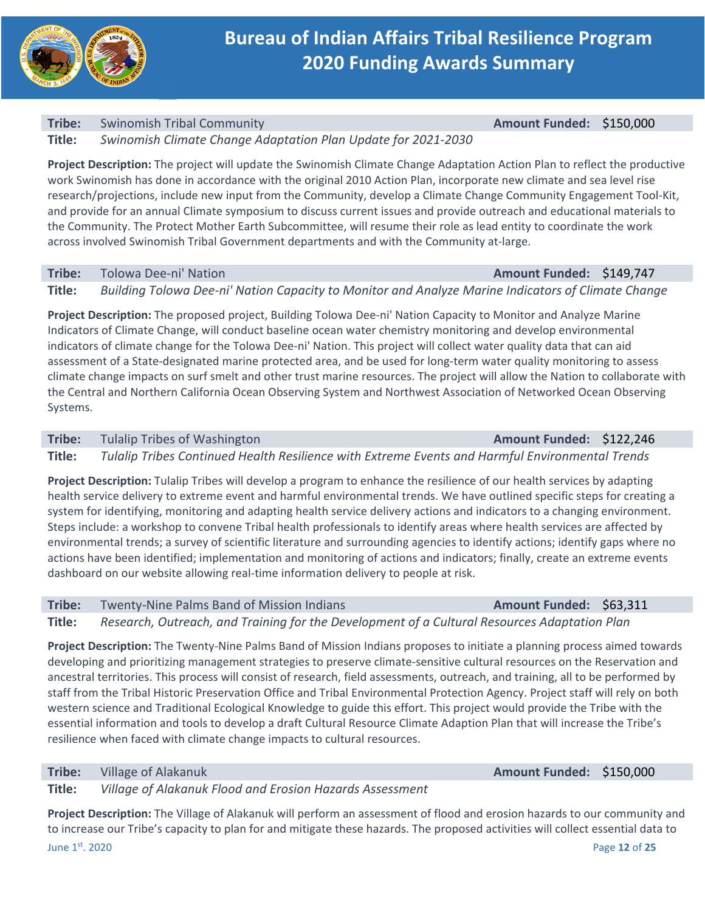**Tribe:** Swinomish Tribal Community **Amount Funded:** $150,000

**Title:** *Swinomish Climate Change Adaptation Plan Update for 2021-2030*

**Project Description:** The project will update the Swinomish Climate Change Adaptation Action Plan to reflect the productive work Swinomish has done in accordance with the original 2010 Action Plan, incorporate new climate and sea level rise research/projections, include new input from the Community, develop a Climate Change Community Engagement Tool-Kit, and provide for an annual Climate symposium to discuss current issues and provide outreach and educational materials to the Community. The Protect Mother Earth Subcommittee, will resume their role as lead entity to coordinate the work across involved Swinomish Tribal Government departments and with the Community at-large.

**Tribe:** Tolowa Dee-ni' Nation **Amount Funded:** $149,747

**Title:** *Building Tolowa Dee-ni' Nation Capacity to Monitor and Analyze Marine Indicators of Climate Change*

**Project Description:** The proposed project, Building Tolowa Dee-ni' Nation Capacity to Monitor and Analyze Marine Indicators of Climate Change, will conduct baseline ocean water chemistry monitoring and develop environmental indicators of climate change for the Tolowa Dee-ni' Nation. This project will collect water quality data that can aid assessment of a State-designated marine protected area, and be used for long-term water quality monitoring to assess climate change impacts on surf smelt and other trust marine resources. The project will allow the Nation to collaborate with the Central and Northern California Ocean Observing System and Northwest Association of Networked Ocean Observing Systems.

**Tribe:** Tulalip Tribes of Washington **Amount Funded:** $122,246

**Title:** *Tulalip Tribes Continued Health Resilience with Extreme Events and Harmful Environmental Trends*

**Project Description:** Tulalip Tribes will develop a program to enhance the resilience of our health services by adapting health service delivery to extreme event and harmful environmental trends. We have outlined specific steps for creating a system for identifying, monitoring and adapting health service delivery actions and indicators to a changing environment. Steps include: a workshop to convene Tribal health professionals to identify areas where health services are affected by environmental trends; a survey of scientific literature and surrounding agencies to identify actions; identify gaps where no actions have been identified; implementation and monitoring of actions and indicators; finally, create an extreme events dashboard on our website allowing real-time information delivery to people at risk.

**Tribe:** Twenty-Nine Palms Band of Mission Indians **Amount Funded:** $63,311

**Title:** *Research, Outreach, and Training for the Development of a Cultural Resources Adaptation Plan*

**Project Description:** The Twenty-Nine Palms Band of Mission Indians proposes to initiate a planning process aimed towards developing and prioritizing management strategies to preserve climate-sensitive cultural resources on the Reservation and ancestral territories. This process will consist of research, field assessments, outreach, and training, all to be performed by staff from the Tribal Historic Preservation Office and Tribal Environmental Protection Agency. Project staff will rely on both western science and Traditional Ecological Knowledge to guide this effort. This project would provide the Tribe with the essential information and tools to develop a draft Cultural Resource Climate Adaption Plan that will increase the Tribe's resilience when faced with climate change impacts to cultural resources.

**Tribe:** Village of Alakanuk **Amount Funded:** $150,000

**Title:** *Village of Alakanuk Flood and Erosion Hazards Assessment*

**Project Description:** The Village of Alakanuk will perform an assessment of flood and erosion hazards to our community and to increase our Tribe's capacity to plan for and mitigate these hazards. The proposed activities will collect essential data to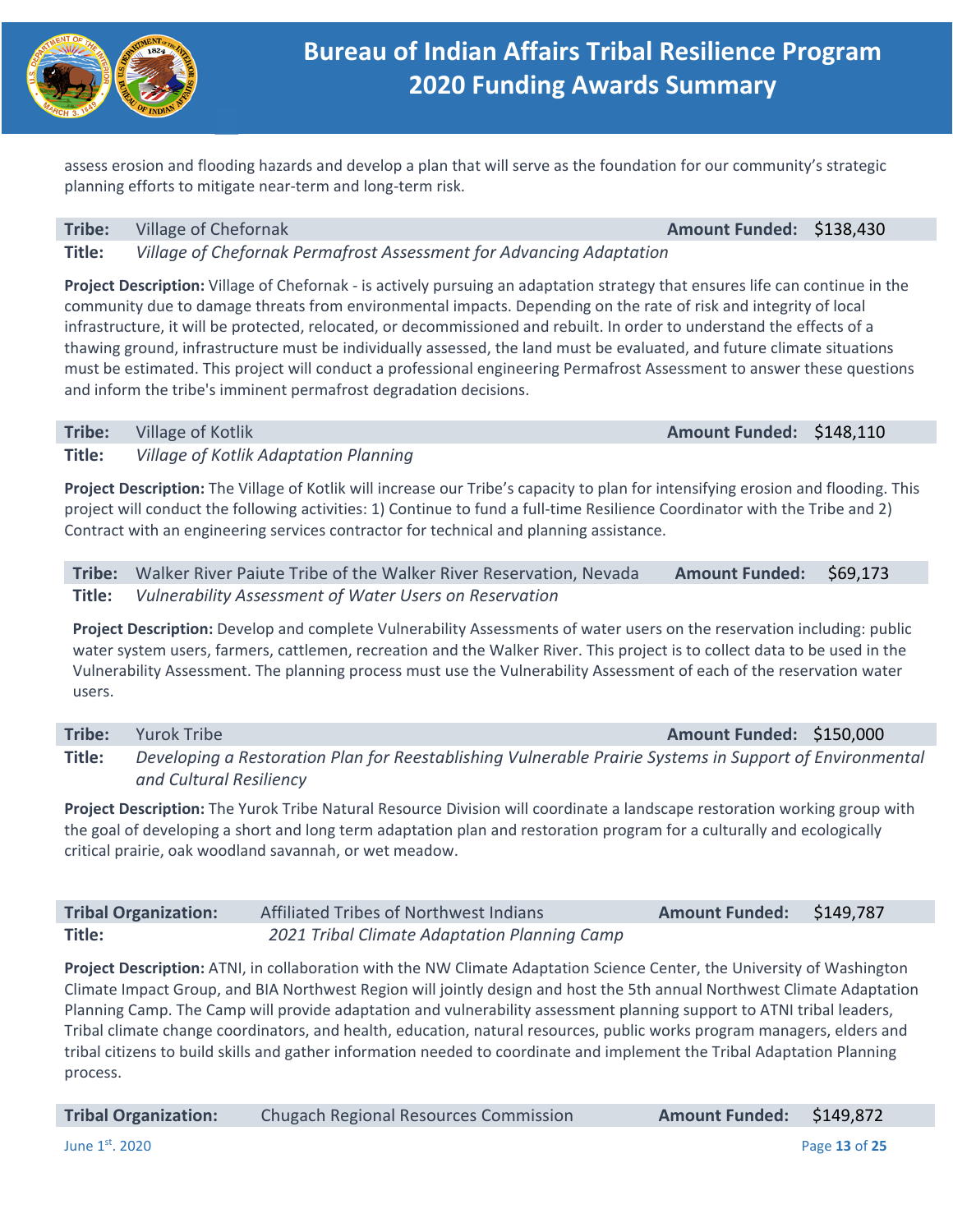assess erosion and flooding hazards and develop a plan that will serve as the foundation for our community's strategic planning efforts to mitigate near-term and long-term risk.

| | | | |
|---|---|---|---|
| **Tribe:** | Village of Chefornak | **Amount Funded:** | $138,430 |
| **Title:** | *Village of Chefornak Permafrost Assessment for Advancing Adaptation* | | |

**Project Description:** Village of Chefornak - is actively pursuing an adaptation strategy that ensures life can continue in the community due to damage threats from environmental impacts. Depending on the rate of risk and integrity of local infrastructure, it will be protected, relocated, or decommissioned and rebuilt. In order to understand the effects of a thawing ground, infrastructure must be individually assessed, the land must be evaluated, and future climate situations must be estimated. This project will conduct a professional engineering Permafrost Assessment to answer these questions and inform the tribe's imminent permafrost degradation decisions.

| | | | |
|---|---|---|---|
| **Tribe:** | Village of Kotlik | **Amount Funded:** | $148,110 |
| **Title:** | *Village of Kotlik Adaptation Planning* | | |

**Project Description:** The Village of Kotlik will increase our Tribe's capacity to plan for intensifying erosion and flooding. This project will conduct the following activities: 1) Continue to fund a full-time Resilience Coordinator with the Tribe and 2) Contract with an engineering services contractor for technical and planning assistance.

| | | | |
|---|---|---|---|
| **Tribe:** | Walker River Paiute Tribe of the Walker River Reservation, Nevada | **Amount Funded:** | $69,173 |
| **Title:** | *Vulnerability Assessment of Water Users on Reservation* | | |

**Project Description:** Develop and complete Vulnerability Assessments of water users on the reservation including: public water system users, farmers, cattlemen, recreation and the Walker River. This project is to collect data to be used in the Vulnerability Assessment. The planning process must use the Vulnerability Assessment of each of the reservation water users.

| | | | |
|---|---|---|---|
| **Tribe:** | Yurok Tribe | **Amount Funded:** | $150,000 |
| **Title:** | *Developing a Restoration Plan for Reestablishing Vulnerable Prairie Systems in Support of Environmental and Cultural Resiliency* | | |

**Project Description:** The Yurok Tribe Natural Resource Division will coordinate a landscape restoration working group with the goal of developing a short and long term adaptation plan and restoration program for a culturally and ecologically critical prairie, oak woodland savannah, or wet meadow.

| | | | |
|---|---|---|---|
| **Tribal Organization:** | Affiliated Tribes of Northwest Indians | **Amount Funded:** | $149,787 |
| **Title:** | *2021 Tribal Climate Adaptation Planning Camp* | | |

**Project Description:** ATNI, in collaboration with the NW Climate Adaptation Science Center, the University of Washington Climate Impact Group, and BIA Northwest Region will jointly design and host the 5th annual Northwest Climate Adaptation Planning Camp. The Camp will provide adaptation and vulnerability assessment planning support to ATNI tribal leaders, Tribal climate change coordinators, and health, education, natural resources, public works program managers, elders and tribal citizens to build skills and gather information needed to coordinate and implement the Tribal Adaptation Planning process.

| | | | |
|---|---|---|---|
| **Tribal Organization:** | Chugach Regional Resources Commission | **Amount Funded:** | $149,872 |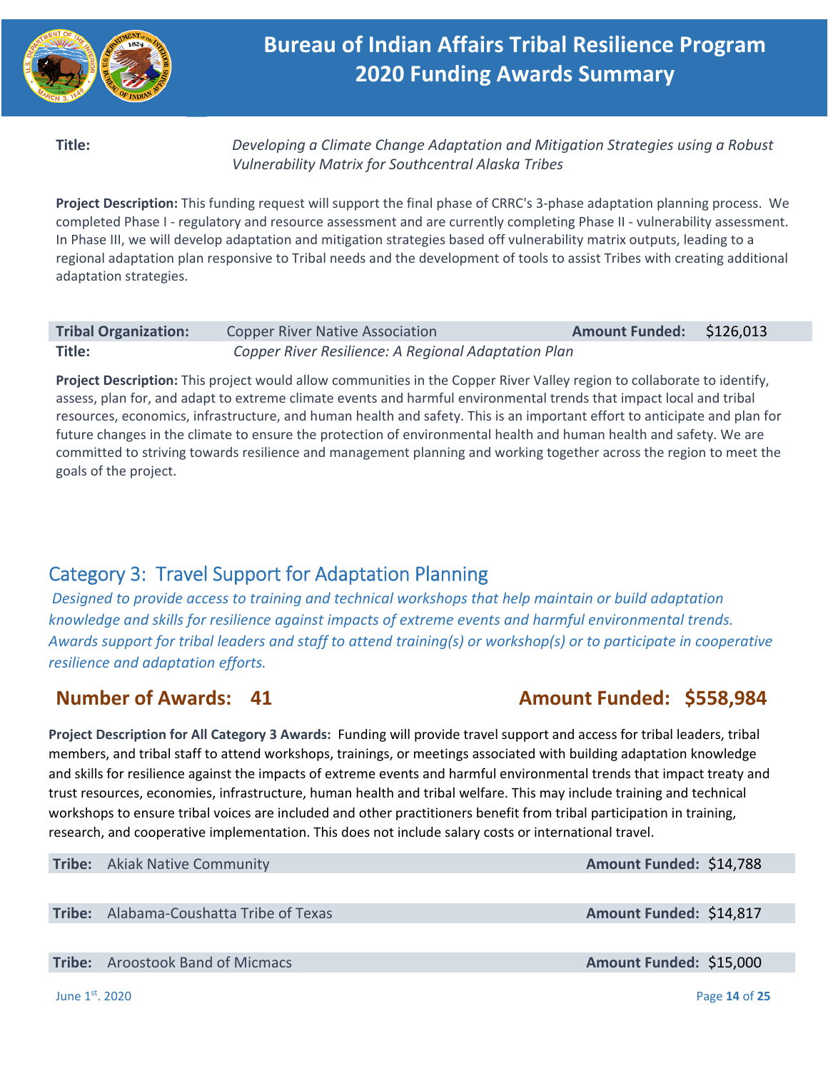**Title:** *Developing a Climate Change Adaptation and Mitigation Strategies using a Robust Vulnerability Matrix for Southcentral Alaska Tribes*

**Project Description:** This funding request will support the final phase of CRRC's 3-phase adaptation planning process. We completed Phase I - regulatory and resource assessment and are currently completing Phase II - vulnerability assessment. In Phase III, we will develop adaptation and mitigation strategies based off vulnerability matrix outputs, leading to a regional adaptation plan responsive to Tribal needs and the development of tools to assist Tribes with creating additional adaptation strategies.

| **Tribal Organization:** | Copper River Native Association | **Amount Funded:** | $126,013 |
|---|---|---|---|
| **Title:** | *Copper River Resilience: A Regional Adaptation Plan* | | |

**Project Description:** This project would allow communities in the Copper River Valley region to collaborate to identify, assess, plan for, and adapt to extreme climate events and harmful environmental trends that impact local and tribal resources, economics, infrastructure, and human health and safety. This is an important effort to anticipate and plan for future changes in the climate to ensure the protection of environmental health and human health and safety. We are committed to striving towards resilience and management planning and working together across the region to meet the goals of the project.

## Category 3: Travel Support for Adaptation Planning

*Designed to provide access to training and technical workshops that help maintain or build adaptation knowledge and skills for resilience against impacts of extreme events and harmful environmental trends. Awards support for tribal leaders and staff to attend training(s) or workshop(s) or to participate in cooperative resilience and adaptation efforts.*

### Number of Awards: 41 Amount Funded: $558,984

**Project Description for All Category 3 Awards:** Funding will provide travel support and access for tribal leaders, tribal members, and tribal staff to attend workshops, trainings, or meetings associated with building adaptation knowledge and skills for resilience against the impacts of extreme events and harmful environmental trends that impact treaty and trust resources, economies, infrastructure, human health and tribal welfare. This may include training and technical workshops to ensure tribal voices are included and other practitioners benefit from tribal participation in training, research, and cooperative implementation. This does not include salary costs or international travel.

| **Tribe:** | Akiak Native Community | **Amount Funded:** | $14,788 |
|---|---|---|---|
| **Tribe:** | Alabama-Coushatta Tribe of Texas | **Amount Funded:** | $14,817 |
| **Tribe:** | Aroostook Band of Micmacs | **Amount Funded:** | $15,000 |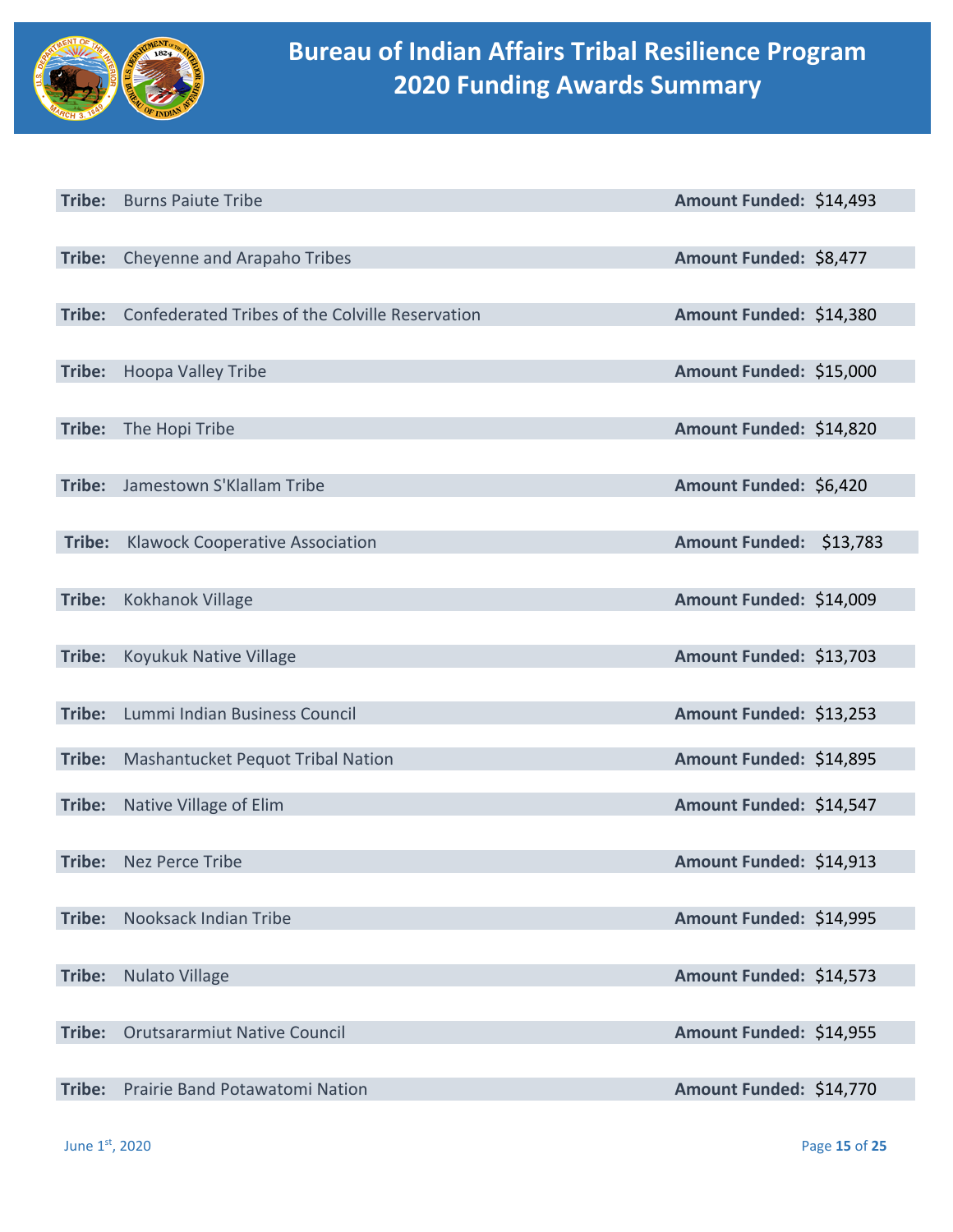# Bureau of Indian Affairs Tribal Resilience Program 2020 Funding Awards Summary

**Tribe:** Burns Paiute Tribe **Amount Funded:** $14,493

**Tribe:** Cheyenne and Arapaho Tribes **Amount Funded:** $8,477

**Tribe:** Confederated Tribes of the Colville Reservation **Amount Funded:** $14,380

**Tribe:** Hoopa Valley Tribe **Amount Funded:** $15,000

**Tribe:** The Hopi Tribe **Amount Funded:** $14,820

**Tribe:** Jamestown S'Klallam Tribe **Amount Funded:** $6,420

**Tribe:** Klawock Cooperative Association **Amount Funded:** $13,783

**Tribe:** Kokhanok Village **Amount Funded:** $14,009

**Tribe:** Koyukuk Native Village **Amount Funded:** $13,703

**Tribe:** Lummi Indian Business Council **Amount Funded:** $13,253

**Tribe:** Mashantucket Pequot Tribal Nation **Amount Funded:** $14,895

**Tribe:** Native Village of Elim **Amount Funded:** $14,547

**Tribe:** Nez Perce Tribe **Amount Funded:** $14,913

**Tribe:** Nooksack Indian Tribe **Amount Funded:** $14,995

**Tribe:** Nulato Village **Amount Funded:** $14,573

**Tribe:** Orutsararmiut Native Council **Amount Funded:** $14,955

**Tribe:** Prairie Band Potawatomi Nation **Amount Funded:** $14,770

June 1st, 2020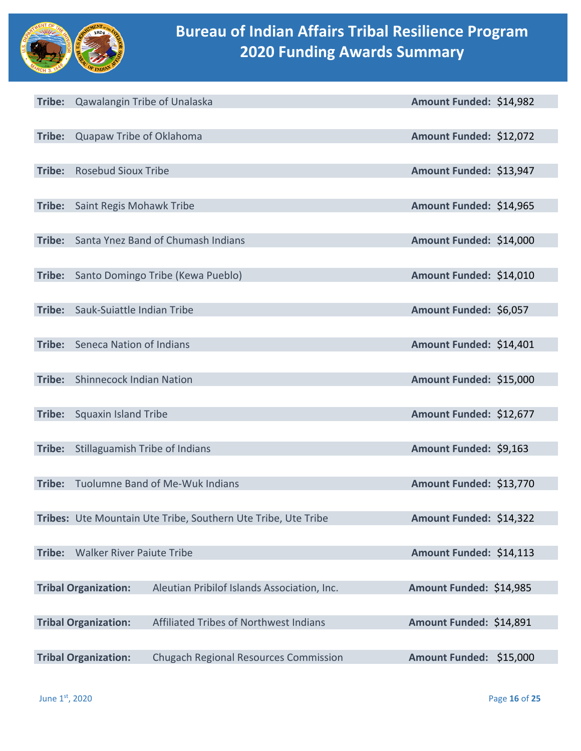# Bureau of Indian Affairs Tribal Resilience Program 2020 Funding Awards Summary

**Tribe:** Qawalangin Tribe of Unalaska **Amount Funded:** $14,982

**Tribe:** Quapaw Tribe of Oklahoma **Amount Funded:** $12,072

**Tribe:** Rosebud Sioux Tribe **Amount Funded:** $13,947

**Tribe:** Saint Regis Mohawk Tribe **Amount Funded:** $14,965

**Tribe:** Santa Ynez Band of Chumash Indians **Amount Funded:** $14,000

**Tribe:** Santo Domingo Tribe (Kewa Pueblo) **Amount Funded:** $14,010

**Tribe:** Sauk-Suiattle Indian Tribe **Amount Funded:** $6,057

**Tribe:** Seneca Nation of Indians **Amount Funded:** $14,401

**Tribe:** Shinnecock Indian Nation **Amount Funded:** $15,000

**Tribe:** Squaxin Island Tribe **Amount Funded:** $12,677

**Tribe:** Stillaguamish Tribe of Indians **Amount Funded:** $9,163

**Tribe:** Tuolumne Band of Me-Wuk Indians **Amount Funded:** $13,770

**Tribes:** Ute Mountain Ute Tribe, Southern Ute Tribe, Ute Tribe **Amount Funded:** $14,322

**Tribe:** Walker River Paiute Tribe **Amount Funded:** $14,113

**Tribal Organization:** Aleutian Pribilof Islands Association, Inc. **Amount Funded:** $14,985

**Tribal Organization:** Affiliated Tribes of Northwest Indians **Amount Funded:** $14,891

**Tribal Organization:** Chugach Regional Resources Commission **Amount Funded:** $15,000

June 1st, 2020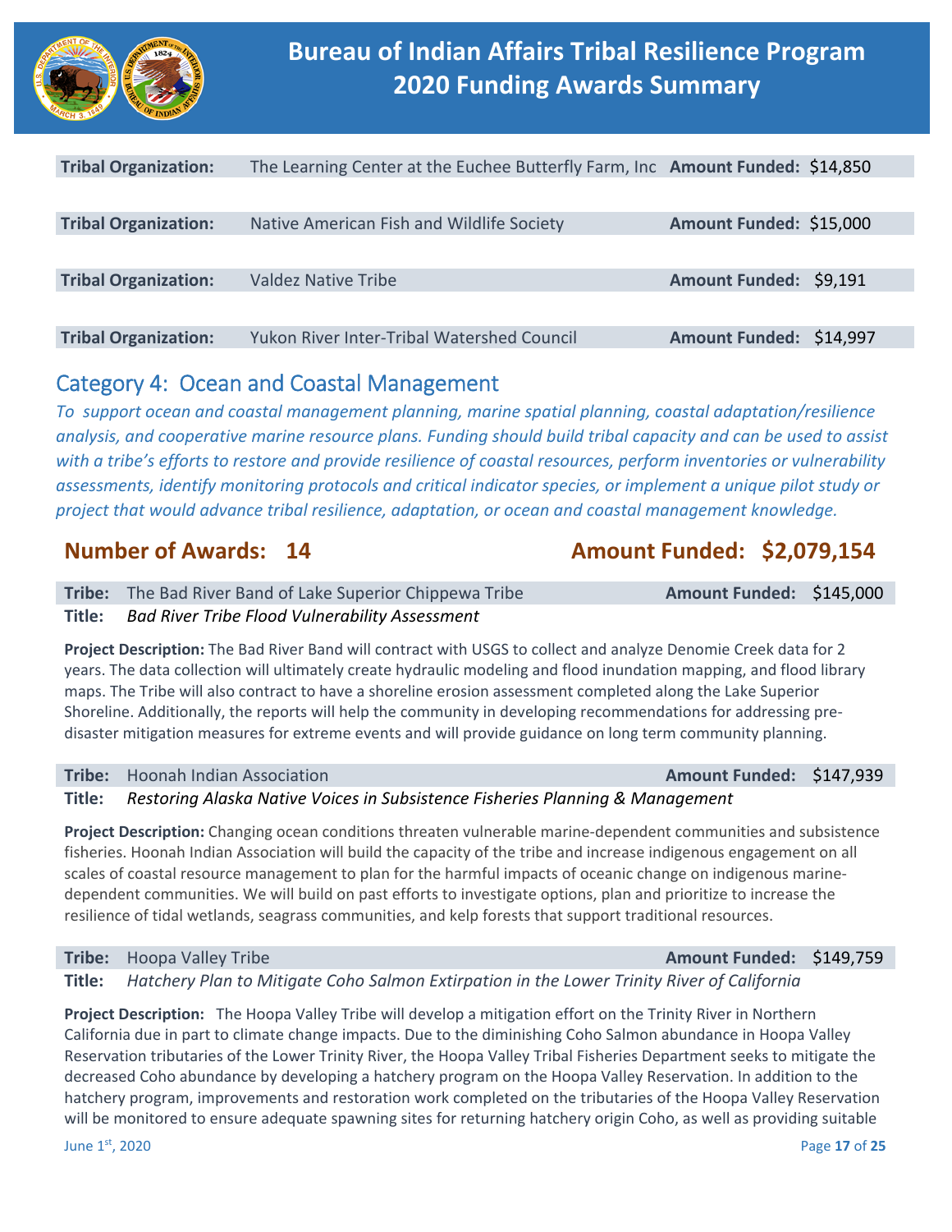# Bureau of Indian Affairs Tribal Resilience Program 2020 Funding Awards Summary

**Tribal Organization:** The Learning Center at the Euchee Butterfly Farm, Inc **Amount Funded:** $14,850

**Tribal Organization:** Native American Fish and Wildlife Society **Amount Funded:** $15,000

**Tribal Organization:** Valdez Native Tribe **Amount Funded:** $9,191

**Tribal Organization:** Yukon River Inter-Tribal Watershed Council **Amount Funded:** $14,997

## Category 4: Ocean and Coastal Management

*To support ocean and coastal management planning, marine spatial planning, coastal adaptation/resilience analysis, and cooperative marine resource plans. Funding should build tribal capacity and can be used to assist with a tribe's efforts to restore and provide resilience of coastal resources, perform inventories or vulnerability assessments, identify monitoring protocols and critical indicator species, or implement a unique pilot study or project that would advance tribal resilience, adaptation, or ocean and coastal management knowledge.*

### Number of Awards: 14 — Amount Funded: $2,079,154

**Tribe:** The Bad River Band of Lake Superior Chippewa Tribe **Amount Funded:** $145,000
**Title:** *Bad River Tribe Flood Vulnerability Assessment*

**Project Description:** The Bad River Band will contract with USGS to collect and analyze Denomie Creek data for 2 years. The data collection will ultimately create hydraulic modeling and flood inundation mapping, and flood library maps. The Tribe will also contract to have a shoreline erosion assessment completed along the Lake Superior Shoreline. Additionally, the reports will help the community in developing recommendations for addressing pre-disaster mitigation measures for extreme events and will provide guidance on long term community planning.

**Tribe:** Hoonah Indian Association **Amount Funded:** $147,939
**Title:** *Restoring Alaska Native Voices in Subsistence Fisheries Planning & Management*

**Project Description:** Changing ocean conditions threaten vulnerable marine-dependent communities and subsistence fisheries. Hoonah Indian Association will build the capacity of the tribe and increase indigenous engagement on all scales of coastal resource management to plan for the harmful impacts of oceanic change on indigenous marine-dependent communities. We will build on past efforts to investigate options, plan and prioritize to increase the resilience of tidal wetlands, seagrass communities, and kelp forests that support traditional resources.

**Tribe:** Hoopa Valley Tribe **Amount Funded:** $149,759
**Title:** *Hatchery Plan to Mitigate Coho Salmon Extirpation in the Lower Trinity River of California*

**Project Description:** The Hoopa Valley Tribe will develop a mitigation effort on the Trinity River in Northern California due in part to climate change impacts. Due to the diminishing Coho Salmon abundance in Hoopa Valley Reservation tributaries of the Lower Trinity River, the Hoopa Valley Tribal Fisheries Department seeks to mitigate the decreased Coho abundance by developing a hatchery program on the Hoopa Valley Reservation. In addition to the hatchery program, improvements and restoration work completed on the tributaries of the Hoopa Valley Reservation will be monitored to ensure adequate spawning sites for returning hatchery origin Coho, as well as providing suitable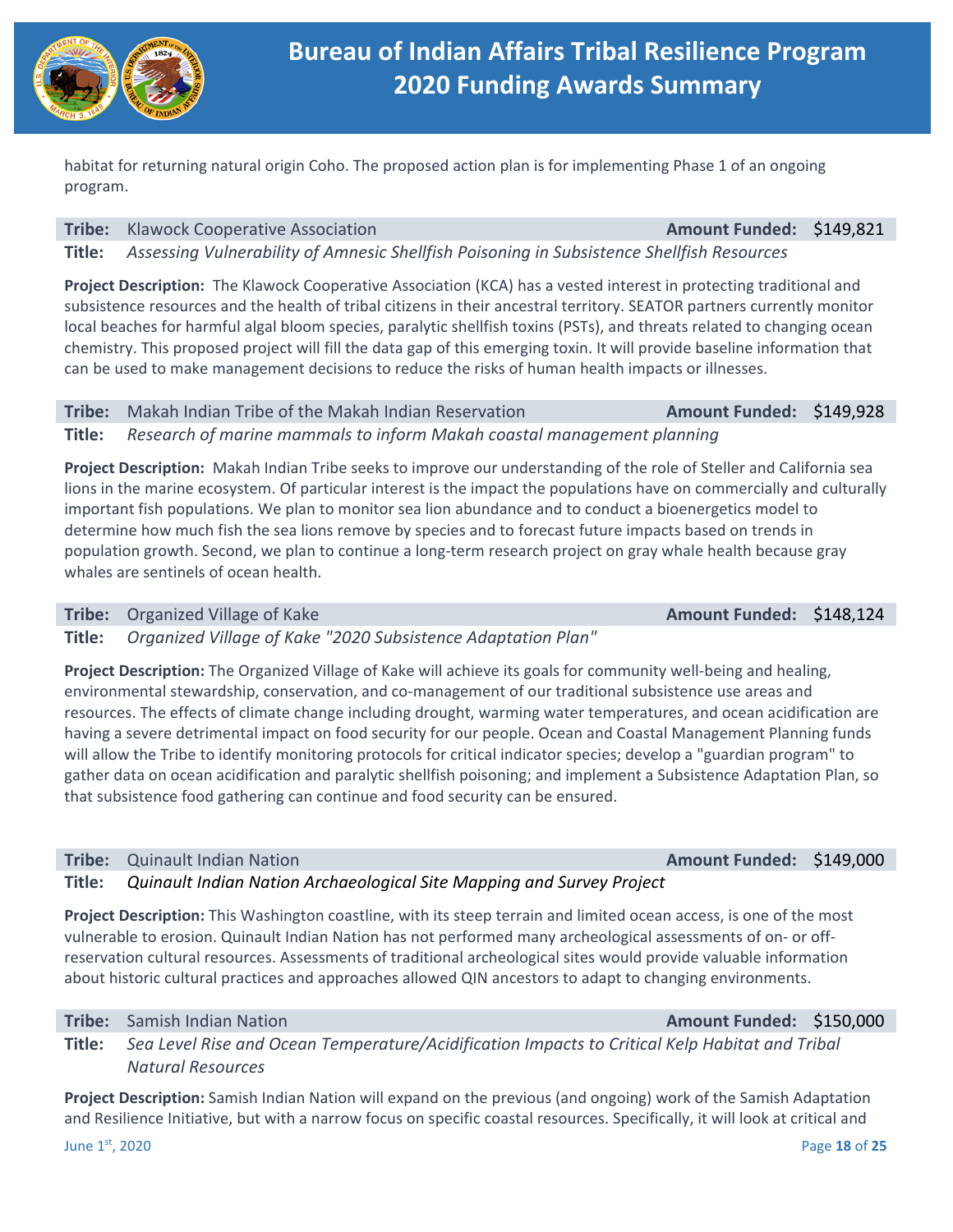habitat for returning natural origin Coho. The proposed action plan is for implementing Phase 1 of an ongoing program.

**Tribe:** Klawock Cooperative Association **Amount Funded:** $149,821

**Title:** *Assessing Vulnerability of Amnesic Shellfish Poisoning in Subsistence Shellfish Resources*

**Project Description:** The Klawock Cooperative Association (KCA) has a vested interest in protecting traditional and subsistence resources and the health of tribal citizens in their ancestral territory. SEATOR partners currently monitor local beaches for harmful algal bloom species, paralytic shellfish toxins (PSTs), and threats related to changing ocean chemistry. This proposed project will fill the data gap of this emerging toxin. It will provide baseline information that can be used to make management decisions to reduce the risks of human health impacts or illnesses.

**Tribe:** Makah Indian Tribe of the Makah Indian Reservation **Amount Funded:** $149,928

**Title:** *Research of marine mammals to inform Makah coastal management planning*

**Project Description:** Makah Indian Tribe seeks to improve our understanding of the role of Steller and California sea lions in the marine ecosystem. Of particular interest is the impact the populations have on commercially and culturally important fish populations. We plan to monitor sea lion abundance and to conduct a bioenergetics model to determine how much fish the sea lions remove by species and to forecast future impacts based on trends in population growth. Second, we plan to continue a long-term research project on gray whale health because gray whales are sentinels of ocean health.

**Tribe:** Organized Village of Kake **Amount Funded:** $148,124

**Title:** *Organized Village of Kake "2020 Subsistence Adaptation Plan"*

**Project Description:** The Organized Village of Kake will achieve its goals for community well-being and healing, environmental stewardship, conservation, and co-management of our traditional subsistence use areas and resources. The effects of climate change including drought, warming water temperatures, and ocean acidification are having a severe detrimental impact on food security for our people. Ocean and Coastal Management Planning funds will allow the Tribe to identify monitoring protocols for critical indicator species; develop a "guardian program" to gather data on ocean acidification and paralytic shellfish poisoning; and implement a Subsistence Adaptation Plan, so that subsistence food gathering can continue and food security can be ensured.

**Tribe:** Quinault Indian Nation **Amount Funded:** $149,000

**Title:** *Quinault Indian Nation Archaeological Site Mapping and Survey Project*

**Project Description:** This Washington coastline, with its steep terrain and limited ocean access, is one of the most vulnerable to erosion. Quinault Indian Nation has not performed many archeological assessments of on- or off-reservation cultural resources. Assessments of traditional archeological sites would provide valuable information about historic cultural practices and approaches allowed QIN ancestors to adapt to changing environments.

**Tribe:** Samish Indian Nation **Amount Funded:** $150,000

**Title:** *Sea Level Rise and Ocean Temperature/Acidification Impacts to Critical Kelp Habitat and Tribal Natural Resources*

**Project Description:** Samish Indian Nation will expand on the previous (and ongoing) work of the Samish Adaptation and Resilience Initiative, but with a narrow focus on specific coastal resources. Specifically, it will look at critical and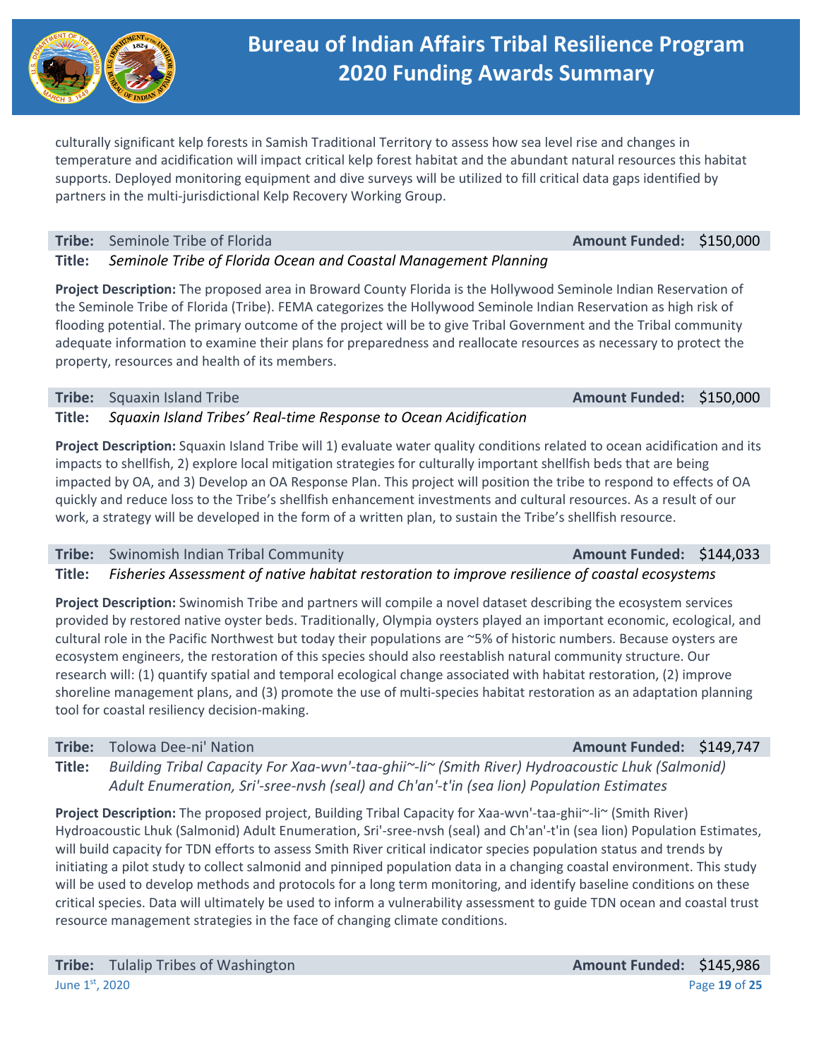culturally significant kelp forests in Samish Traditional Territory to assess how sea level rise and changes in temperature and acidification will impact critical kelp forest habitat and the abundant natural resources this habitat supports. Deployed monitoring equipment and dive surveys will be utilized to fill critical data gaps identified by partners in the multi-jurisdictional Kelp Recovery Working Group.

**Tribe:** Seminole Tribe of Florida **Amount Funded:** $150,000

**Title:** *Seminole Tribe of Florida Ocean and Coastal Management Planning*

**Project Description:** The proposed area in Broward County Florida is the Hollywood Seminole Indian Reservation of the Seminole Tribe of Florida (Tribe). FEMA categorizes the Hollywood Seminole Indian Reservation as high risk of flooding potential. The primary outcome of the project will be to give Tribal Government and the Tribal community adequate information to examine their plans for preparedness and reallocate resources as necessary to protect the property, resources and health of its members.

**Tribe:** Squaxin Island Tribe **Amount Funded:** $150,000

**Title:** *Squaxin Island Tribes' Real-time Response to Ocean Acidification*

**Project Description:** Squaxin Island Tribe will 1) evaluate water quality conditions related to ocean acidification and its impacts to shellfish, 2) explore local mitigation strategies for culturally important shellfish beds that are being impacted by OA, and 3) Develop an OA Response Plan. This project will position the tribe to respond to effects of OA quickly and reduce loss to the Tribe's shellfish enhancement investments and cultural resources. As a result of our work, a strategy will be developed in the form of a written plan, to sustain the Tribe's shellfish resource.

**Tribe:** Swinomish Indian Tribal Community **Amount Funded:** $144,033

**Title:** *Fisheries Assessment of native habitat restoration to improve resilience of coastal ecosystems*

**Project Description:** Swinomish Tribe and partners will compile a novel dataset describing the ecosystem services provided by restored native oyster beds. Traditionally, Olympia oysters played an important economic, ecological, and cultural role in the Pacific Northwest but today their populations are ~5% of historic numbers. Because oysters are ecosystem engineers, the restoration of this species should also reestablish natural community structure. Our research will: (1) quantify spatial and temporal ecological change associated with habitat restoration, (2) improve shoreline management plans, and (3) promote the use of multi-species habitat restoration as an adaptation planning tool for coastal resiliency decision-making.

**Tribe:** Tolowa Dee-ni' Nation **Amount Funded:** $149,747

**Title:** *Building Tribal Capacity For Xaa-wvn'-taa-ghii~-li~ (Smith River) Hydroacoustic Lhuk (Salmonid) Adult Enumeration, Sri'-sree-nvsh (seal) and Ch'an'-t'in (sea lion) Population Estimates*

**Project Description:** The proposed project, Building Tribal Capacity for Xaa-wvn'-taa-ghii~-li~ (Smith River) Hydroacoustic Lhuk (Salmonid) Adult Enumeration, Sri'-sree-nvsh (seal) and Ch'an'-t'in (sea lion) Population Estimates, will build capacity for TDN efforts to assess Smith River critical indicator species population status and trends by initiating a pilot study to collect salmonid and pinniped population data in a changing coastal environment. This study will be used to develop methods and protocols for a long term monitoring, and identify baseline conditions on these critical species. Data will ultimately be used to inform a vulnerability assessment to guide TDN ocean and coastal trust resource management strategies in the face of changing climate conditions.

**Tribe:** Tulalip Tribes of Washington **Amount Funded:** $145,986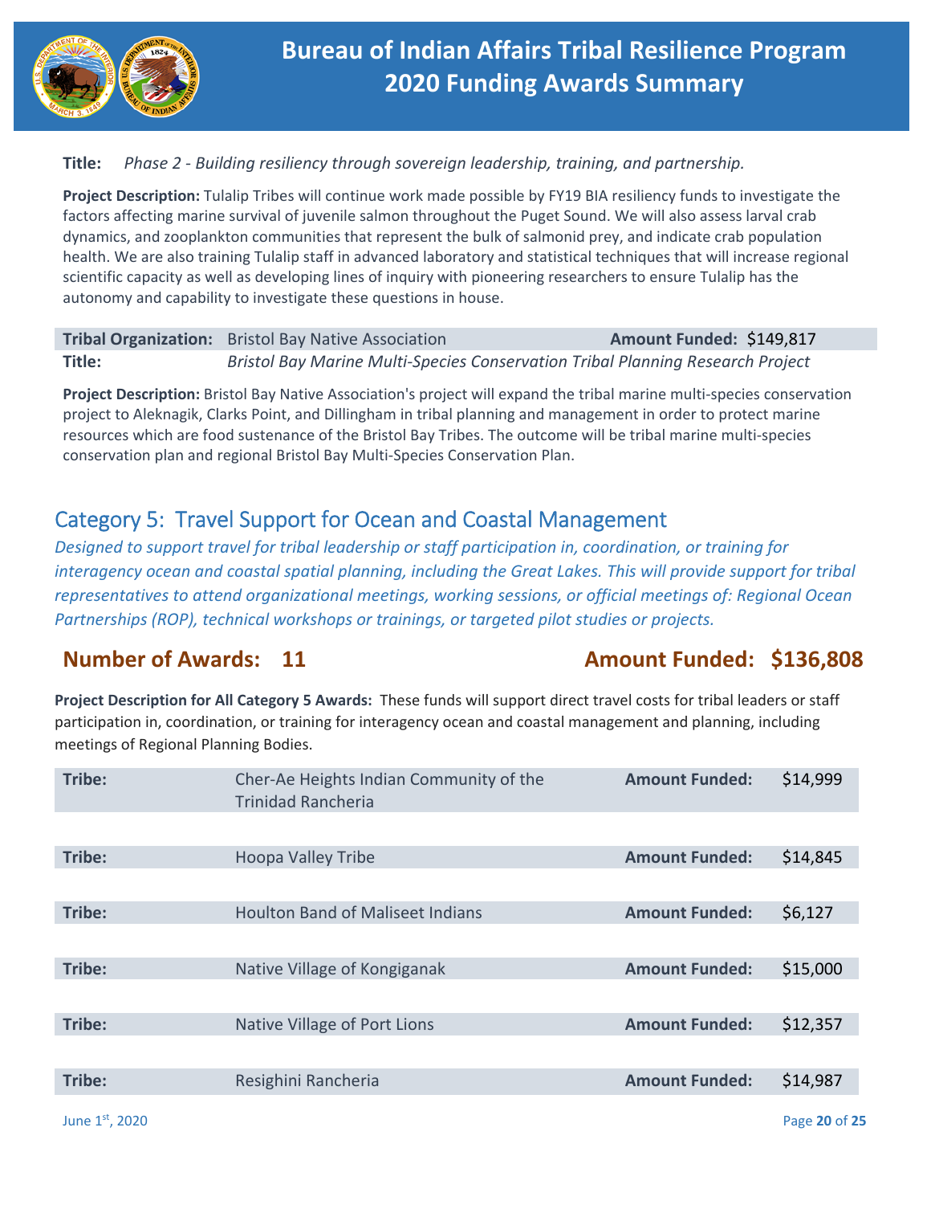**Title:** *Phase 2 - Building resiliency through sovereign leadership, training, and partnership.*

**Project Description:** Tulalip Tribes will continue work made possible by FY19 BIA resiliency funds to investigate the factors affecting marine survival of juvenile salmon throughout the Puget Sound. We will also assess larval crab dynamics, and zooplankton communities that represent the bulk of salmonid prey, and indicate crab population health. We are also training Tulalip staff in advanced laboratory and statistical techniques that will increase regional scientific capacity as well as developing lines of inquiry with pioneering researchers to ensure Tulalip has the autonomy and capability to investigate these questions in house.

| **Tribal Organization:** | Bristol Bay Native Association | **Amount Funded:** | $149,817 |
|---|---|---|---|
| **Title:** | *Bristol Bay Marine Multi-Species Conservation Tribal Planning Research Project* | | |

**Project Description:** Bristol Bay Native Association's project will expand the tribal marine multi-species conservation project to Aleknagik, Clarks Point, and Dillingham in tribal planning and management in order to protect marine resources which are food sustenance of the Bristol Bay Tribes. The outcome will be tribal marine multi-species conservation plan and regional Bristol Bay Multi-Species Conservation Plan.

## Category 5: Travel Support for Ocean and Coastal Management

*Designed to support travel for tribal leadership or staff participation in, coordination, or training for interagency ocean and coastal spatial planning, including the Great Lakes. This will provide support for tribal representatives to attend organizational meetings, working sessions, or official meetings of: Regional Ocean Partnerships (ROP), technical workshops or trainings, or targeted pilot studies or projects.*

### Number of Awards: 11 — Amount Funded: $136,808

**Project Description for All Category 5 Awards:** These funds will support direct travel costs for tribal leaders or staff participation in, coordination, or training for interagency ocean and coastal management and planning, including meetings of Regional Planning Bodies.

| **Tribe:** | Cher-Ae Heights Indian Community of the Trinidad Rancheria | **Amount Funded:** | $14,999 |
|---|---|---|---|
| **Tribe:** | Hoopa Valley Tribe | **Amount Funded:** | $14,845 |
| **Tribe:** | Houlton Band of Maliseet Indians | **Amount Funded:** | $6,127 |
| **Tribe:** | Native Village of Kongiganak | **Amount Funded:** | $15,000 |
| **Tribe:** | Native Village of Port Lions | **Amount Funded:** | $12,357 |
| **Tribe:** | Resighini Rancheria | **Amount Funded:** | $14,987 |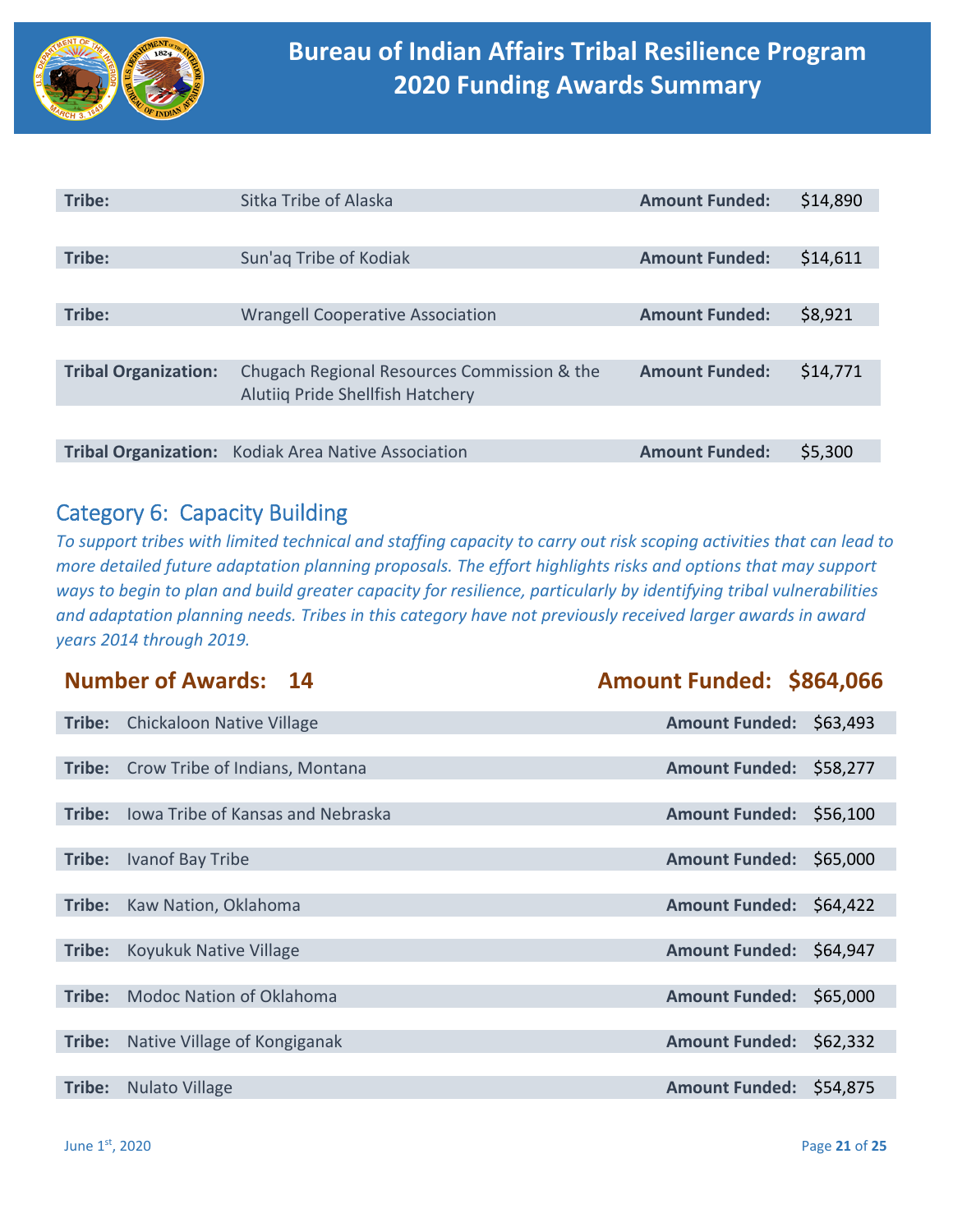| Tribe: | Sitka Tribe of Alaska | Amount Funded: | $14,890 |
|---|---|---|---|
| Tribe: | Sun'aq Tribe of Kodiak | Amount Funded: | $14,611 |
| Tribe: | Wrangell Cooperative Association | Amount Funded: | $8,921 |
| Tribal Organization: | Chugach Regional Resources Commission & the Alutiiq Pride Shellfish Hatchery | Amount Funded: | $14,771 |
| Tribal Organization: | Kodiak Area Native Association | Amount Funded: | $5,300 |

## Category 6: Capacity Building

*To support tribes with limited technical and staffing capacity to carry out risk scoping activities that can lead to more detailed future adaptation planning proposals. The effort highlights risks and options that may support ways to begin to plan and build greater capacity for resilience, particularly by identifying tribal vulnerabilities and adaptation planning needs. Tribes in this category have not previously received larger awards in award years 2014 through 2019.*

**Number of Awards: 14** **Amount Funded: $864,066**

| Tribe: | Chickaloon Native Village | Amount Funded: | $63,493 |
|---|---|---|---|
| Tribe: | Crow Tribe of Indians, Montana | Amount Funded: | $58,277 |
| Tribe: | Iowa Tribe of Kansas and Nebraska | Amount Funded: | $56,100 |
| Tribe: | Ivanof Bay Tribe | Amount Funded: | $65,000 |
| Tribe: | Kaw Nation, Oklahoma | Amount Funded: | $64,422 |
| Tribe: | Koyukuk Native Village | Amount Funded: | $64,947 |
| Tribe: | Modoc Nation of Oklahoma | Amount Funded: | $65,000 |
| Tribe: | Native Village of Kongiganak | Amount Funded: | $62,332 |
| Tribe: | Nulato Village | Amount Funded: | $54,875 |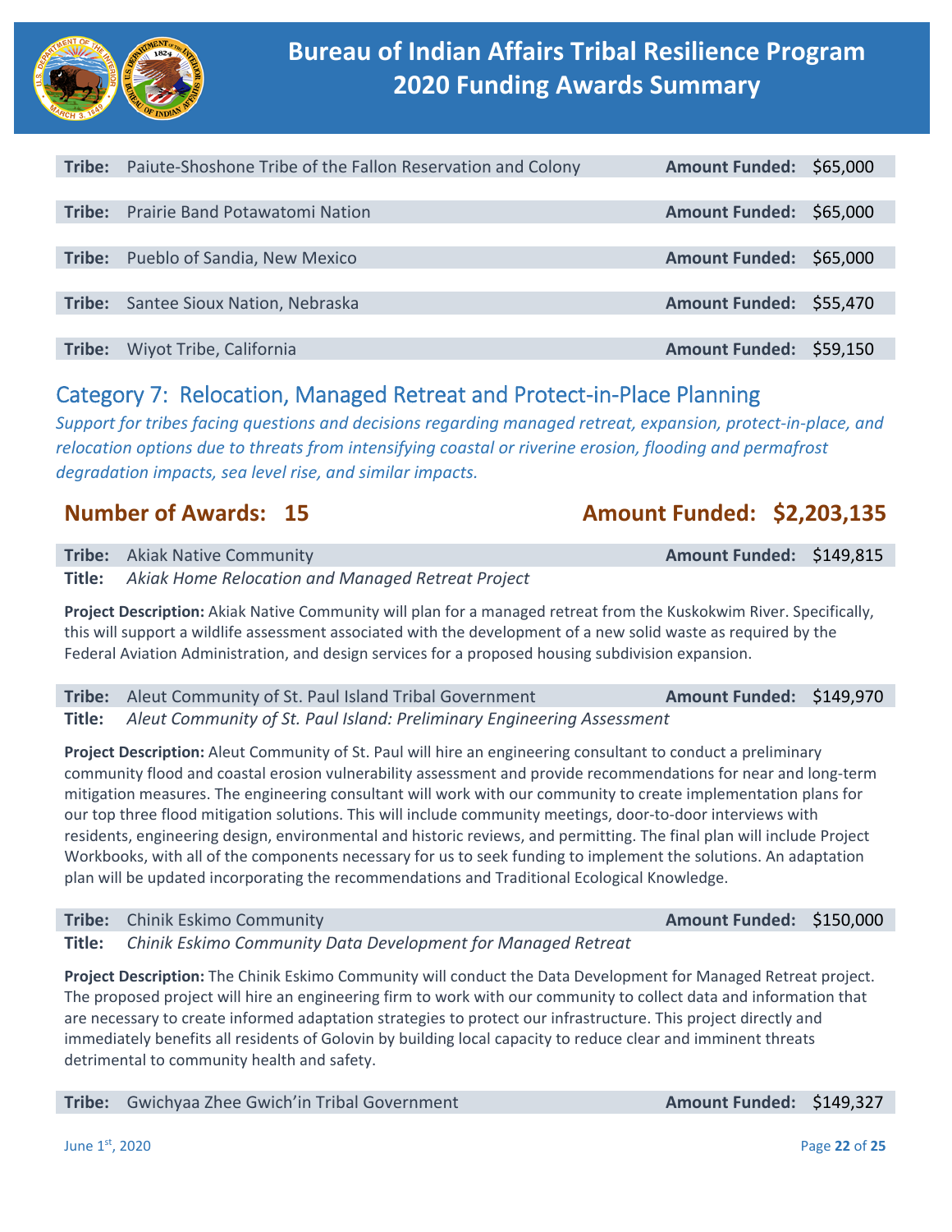**Tribe:** Paiute-Shoshone Tribe of the Fallon Reservation and Colony **Amount Funded:** $65,000

**Tribe:** Prairie Band Potawatomi Nation **Amount Funded:** $65,000

**Tribe:** Pueblo of Sandia, New Mexico **Amount Funded:** $65,000

**Tribe:** Santee Sioux Nation, Nebraska **Amount Funded:** $55,470

**Tribe:** Wiyot Tribe, California **Amount Funded:** $59,150

## Category 7: Relocation, Managed Retreat and Protect-in-Place Planning

*Support for tribes facing questions and decisions regarding managed retreat, expansion, protect-in-place, and relocation options due to threats from intensifying coastal or riverine erosion, flooding and permafrost degradation impacts, sea level rise, and similar impacts.*

### Number of Awards: 15 — Amount Funded: $2,203,135

**Tribe:** Akiak Native Community **Amount Funded:** $149,815
**Title:** *Akiak Home Relocation and Managed Retreat Project*

**Project Description:** Akiak Native Community will plan for a managed retreat from the Kuskokwim River. Specifically, this will support a wildlife assessment associated with the development of a new solid waste as required by the Federal Aviation Administration, and design services for a proposed housing subdivision expansion.

**Tribe:** Aleut Community of St. Paul Island Tribal Government **Amount Funded:** $149,970
**Title:** *Aleut Community of St. Paul Island: Preliminary Engineering Assessment*

**Project Description:** Aleut Community of St. Paul will hire an engineering consultant to conduct a preliminary community flood and coastal erosion vulnerability assessment and provide recommendations for near and long-term mitigation measures. The engineering consultant will work with our community to create implementation plans for our top three flood mitigation solutions. This will include community meetings, door-to-door interviews with residents, engineering design, environmental and historic reviews, and permitting. The final plan will include Project Workbooks, with all of the components necessary for us to seek funding to implement the solutions. An adaptation plan will be updated incorporating the recommendations and Traditional Ecological Knowledge.

**Tribe:** Chinik Eskimo Community **Amount Funded:** $150,000
**Title:** *Chinik Eskimo Community Data Development for Managed Retreat*

**Project Description:** The Chinik Eskimo Community will conduct the Data Development for Managed Retreat project. The proposed project will hire an engineering firm to work with our community to collect data and information that are necessary to create informed adaptation strategies to protect our infrastructure. This project directly and immediately benefits all residents of Golovin by building local capacity to reduce clear and imminent threats detrimental to community health and safety.

**Tribe:** Gwichyaa Zhee Gwich'in Tribal Government **Amount Funded:** $149,327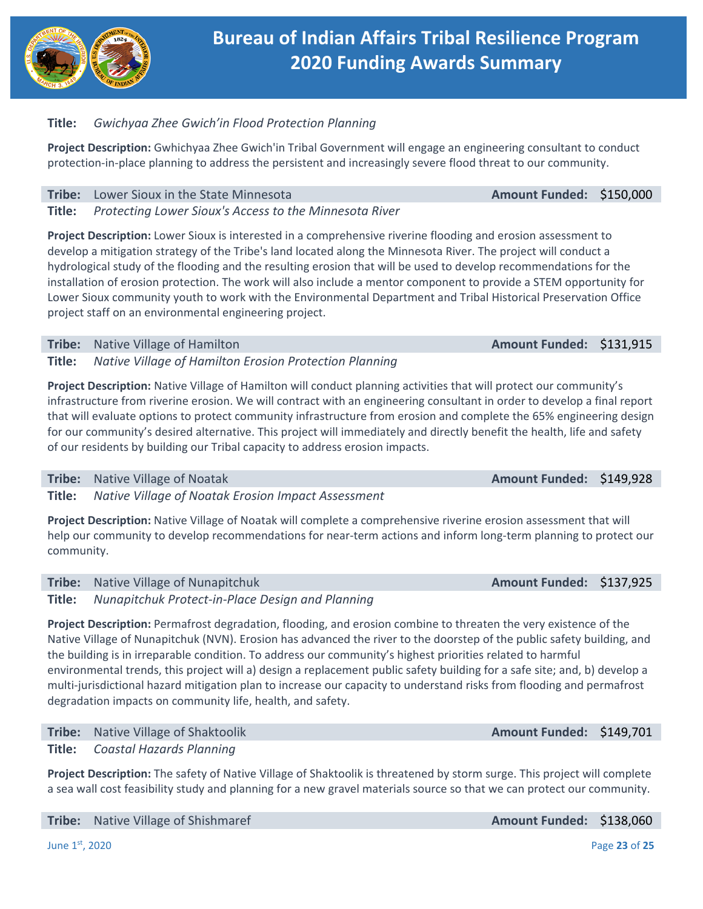**Title:** *Gwichyaa Zhee Gwich'in Flood Protection Planning*

**Project Description:** Gwhichyaa Zhee Gwich'in Tribal Government will engage an engineering consultant to conduct protection-in-place planning to address the persistent and increasingly severe flood threat to our community.

**Tribe:** Lower Sioux in the State Minnesota **Amount Funded:** $150,000
**Title:** *Protecting Lower Sioux's Access to the Minnesota River*

**Project Description:** Lower Sioux is interested in a comprehensive riverine flooding and erosion assessment to develop a mitigation strategy of the Tribe's land located along the Minnesota River. The project will conduct a hydrological study of the flooding and the resulting erosion that will be used to develop recommendations for the installation of erosion protection. The work will also include a mentor component to provide a STEM opportunity for Lower Sioux community youth to work with the Environmental Department and Tribal Historical Preservation Office project staff on an environmental engineering project.

**Tribe:** Native Village of Hamilton **Amount Funded:** $131,915
**Title:** *Native Village of Hamilton Erosion Protection Planning*

**Project Description:** Native Village of Hamilton will conduct planning activities that will protect our community's infrastructure from riverine erosion. We will contract with an engineering consultant in order to develop a final report that will evaluate options to protect community infrastructure from erosion and complete the 65% engineering design for our community's desired alternative. This project will immediately and directly benefit the health, life and safety of our residents by building our Tribal capacity to address erosion impacts.

**Tribe:** Native Village of Noatak **Amount Funded:** $149,928
**Title:** *Native Village of Noatak Erosion Impact Assessment*

**Project Description:** Native Village of Noatak will complete a comprehensive riverine erosion assessment that will help our community to develop recommendations for near-term actions and inform long-term planning to protect our community.

**Tribe:** Native Village of Nunapitchuk **Amount Funded:** $137,925
**Title:** *Nunapitchuk Protect-in-Place Design and Planning*

**Project Description:** Permafrost degradation, flooding, and erosion combine to threaten the very existence of the Native Village of Nunapitchuk (NVN). Erosion has advanced the river to the doorstep of the public safety building, and the building is in irreparable condition. To address our community's highest priorities related to harmful environmental trends, this project will a) design a replacement public safety building for a safe site; and, b) develop a multi-jurisdictional hazard mitigation plan to increase our capacity to understand risks from flooding and permafrost degradation impacts on community life, health, and safety.

**Tribe:** Native Village of Shaktoolik **Amount Funded:** $149,701
**Title:** *Coastal Hazards Planning*

**Project Description:** The safety of Native Village of Shaktoolik is threatened by storm surge. This project will complete a sea wall cost feasibility study and planning for a new gravel materials source so that we can protect our community.

**Tribe:** Native Village of Shishmaref **Amount Funded:** $138,060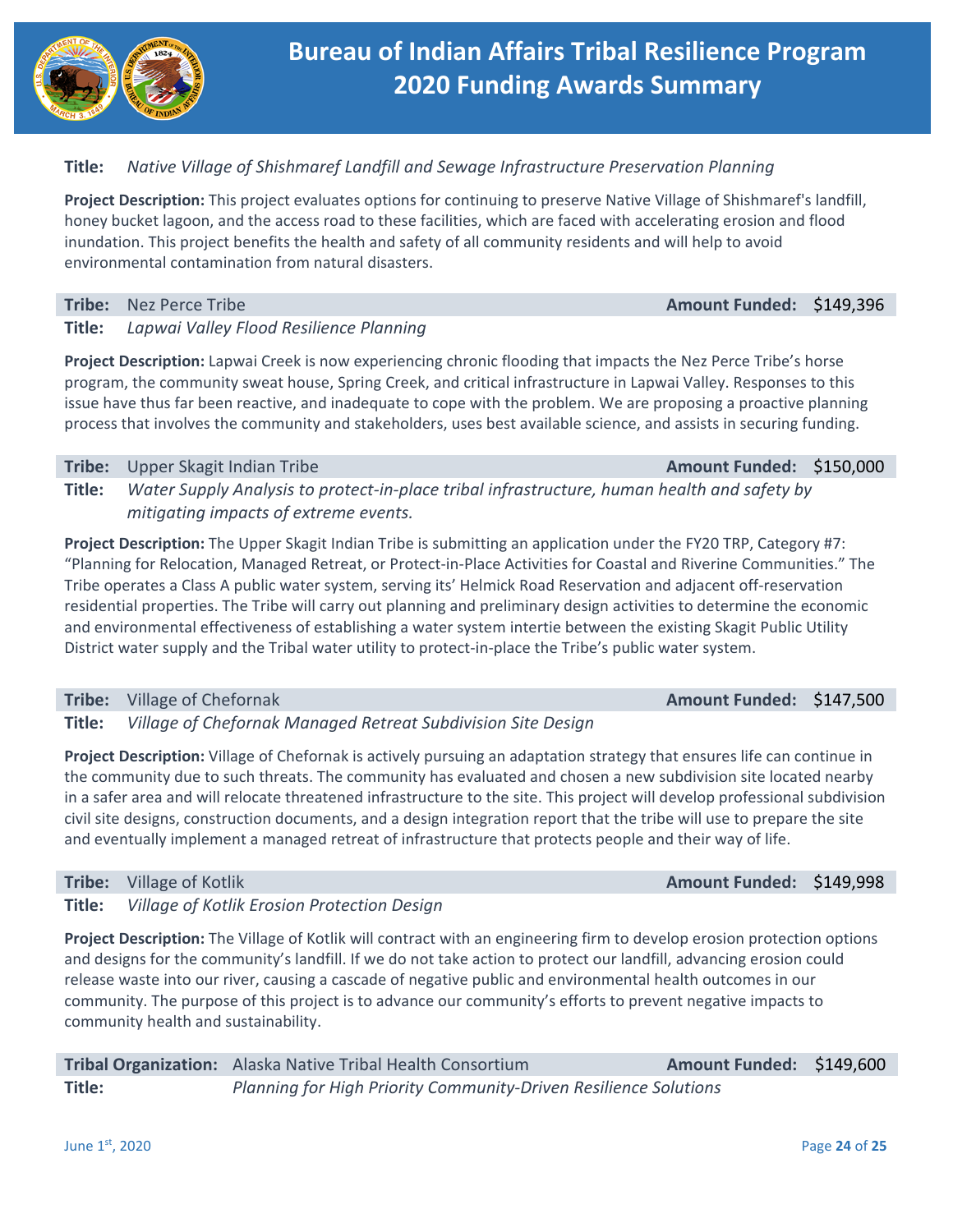**Title:** *Native Village of Shishmaref Landfill and Sewage Infrastructure Preservation Planning*

**Project Description:** This project evaluates options for continuing to preserve Native Village of Shishmaref's landfill, honey bucket lagoon, and the access road to these facilities, which are faced with accelerating erosion and flood inundation. This project benefits the health and safety of all community residents and will help to avoid environmental contamination from natural disasters.

**Tribe:** Nez Perce Tribe **Amount Funded:** $149,396
**Title:** *Lapwai Valley Flood Resilience Planning*

**Project Description:** Lapwai Creek is now experiencing chronic flooding that impacts the Nez Perce Tribe's horse program, the community sweat house, Spring Creek, and critical infrastructure in Lapwai Valley. Responses to this issue have thus far been reactive, and inadequate to cope with the problem. We are proposing a proactive planning process that involves the community and stakeholders, uses best available science, and assists in securing funding.

**Tribe:** Upper Skagit Indian Tribe **Amount Funded:** $150,000
**Title:** *Water Supply Analysis to protect-in-place tribal infrastructure, human health and safety by mitigating impacts of extreme events.*

**Project Description:** The Upper Skagit Indian Tribe is submitting an application under the FY20 TRP, Category #7: "Planning for Relocation, Managed Retreat, or Protect-in-Place Activities for Coastal and Riverine Communities." The Tribe operates a Class A public water system, serving its' Helmick Road Reservation and adjacent off-reservation residential properties. The Tribe will carry out planning and preliminary design activities to determine the economic and environmental effectiveness of establishing a water system intertie between the existing Skagit Public Utility District water supply and the Tribal water utility to protect-in-place the Tribe's public water system.

**Tribe:** Village of Chefornak **Amount Funded:** $147,500
**Title:** *Village of Chefornak Managed Retreat Subdivision Site Design*

**Project Description:** Village of Chefornak is actively pursuing an adaptation strategy that ensures life can continue in the community due to such threats. The community has evaluated and chosen a new subdivision site located nearby in a safer area and will relocate threatened infrastructure to the site. This project will develop professional subdivision civil site designs, construction documents, and a design integration report that the tribe will use to prepare the site and eventually implement a managed retreat of infrastructure that protects people and their way of life.

**Tribe:** Village of Kotlik **Amount Funded:** $149,998
**Title:** *Village of Kotlik Erosion Protection Design*

**Project Description:** The Village of Kotlik will contract with an engineering firm to develop erosion protection options and designs for the community's landfill. If we do not take action to protect our landfill, advancing erosion could release waste into our river, causing a cascade of negative public and environmental health outcomes in our community. The purpose of this project is to advance our community's efforts to prevent negative impacts to community health and sustainability.

**Tribal Organization:** Alaska Native Tribal Health Consortium **Amount Funded:** $149,600
**Title:** *Planning for High Priority Community-Driven Resilience Solutions*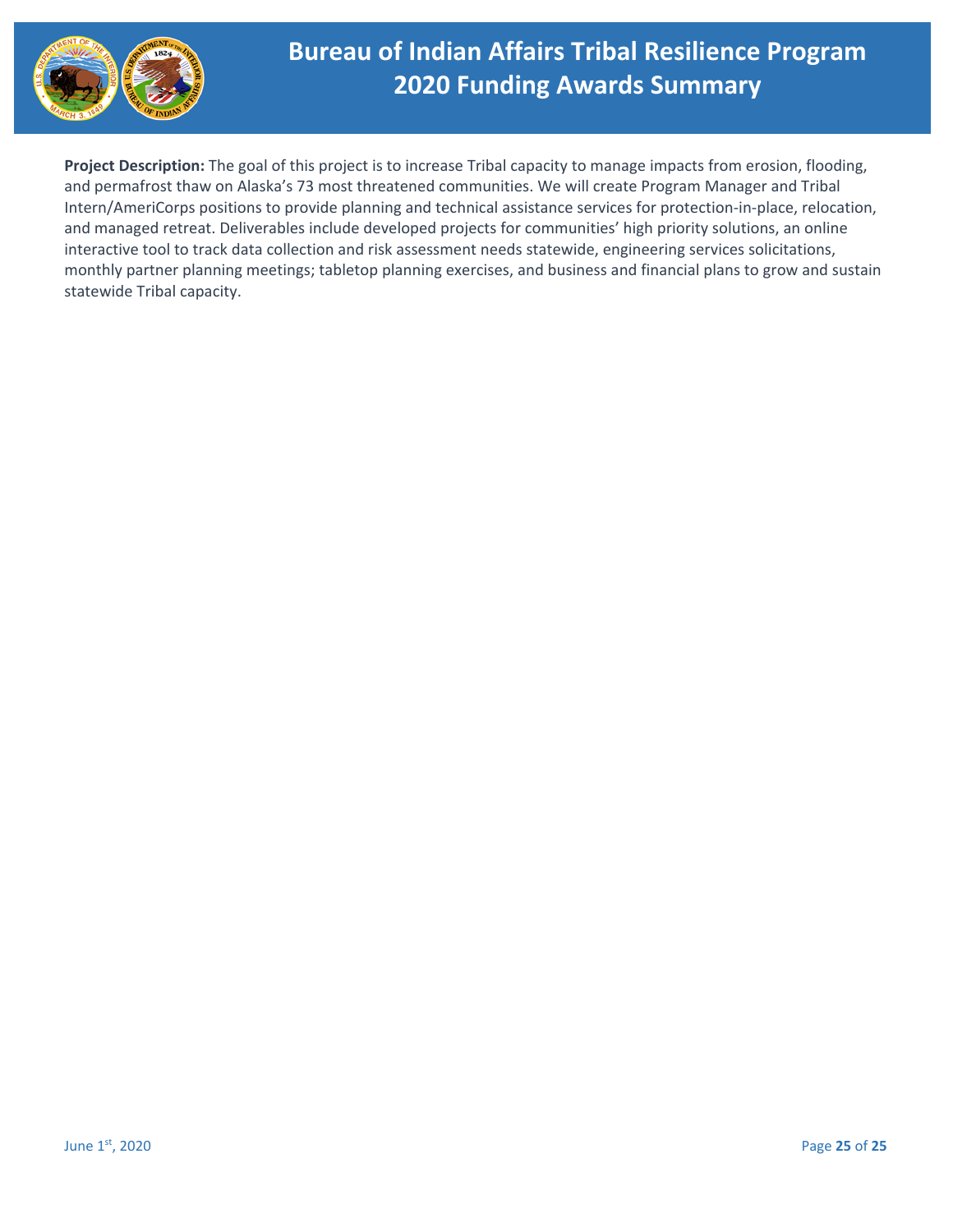**Project Description:** The goal of this project is to increase Tribal capacity to manage impacts from erosion, flooding, and permafrost thaw on Alaska's 73 most threatened communities. We will create Program Manager and Tribal Intern/AmeriCorps positions to provide planning and technical assistance services for protection-in-place, relocation, and managed retreat. Deliverables include developed projects for communities' high priority solutions, an online interactive tool to track data collection and risk assessment needs statewide, engineering services solicitations, monthly partner planning meetings; tabletop planning exercises, and business and financial plans to grow and sustain statewide Tribal capacity.